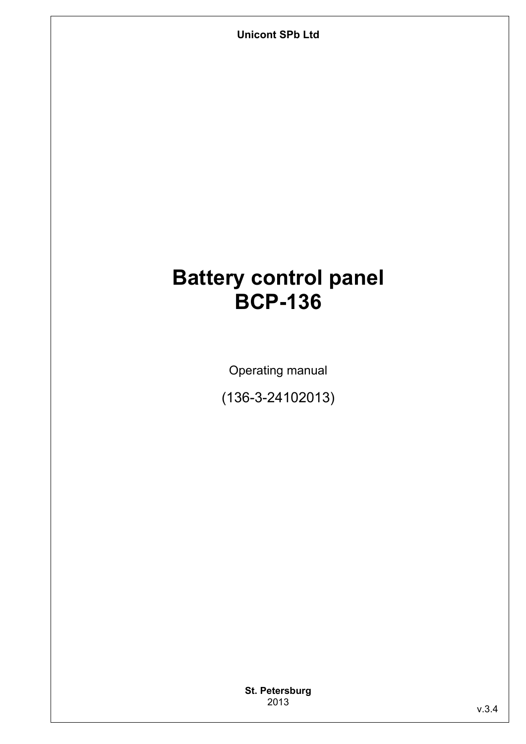**Unicont SPb Ltd**

# Battery control panel
# BCP-136

Operating manual

(136-3-24102013)

**St. Petersburg**
2013

v.3.4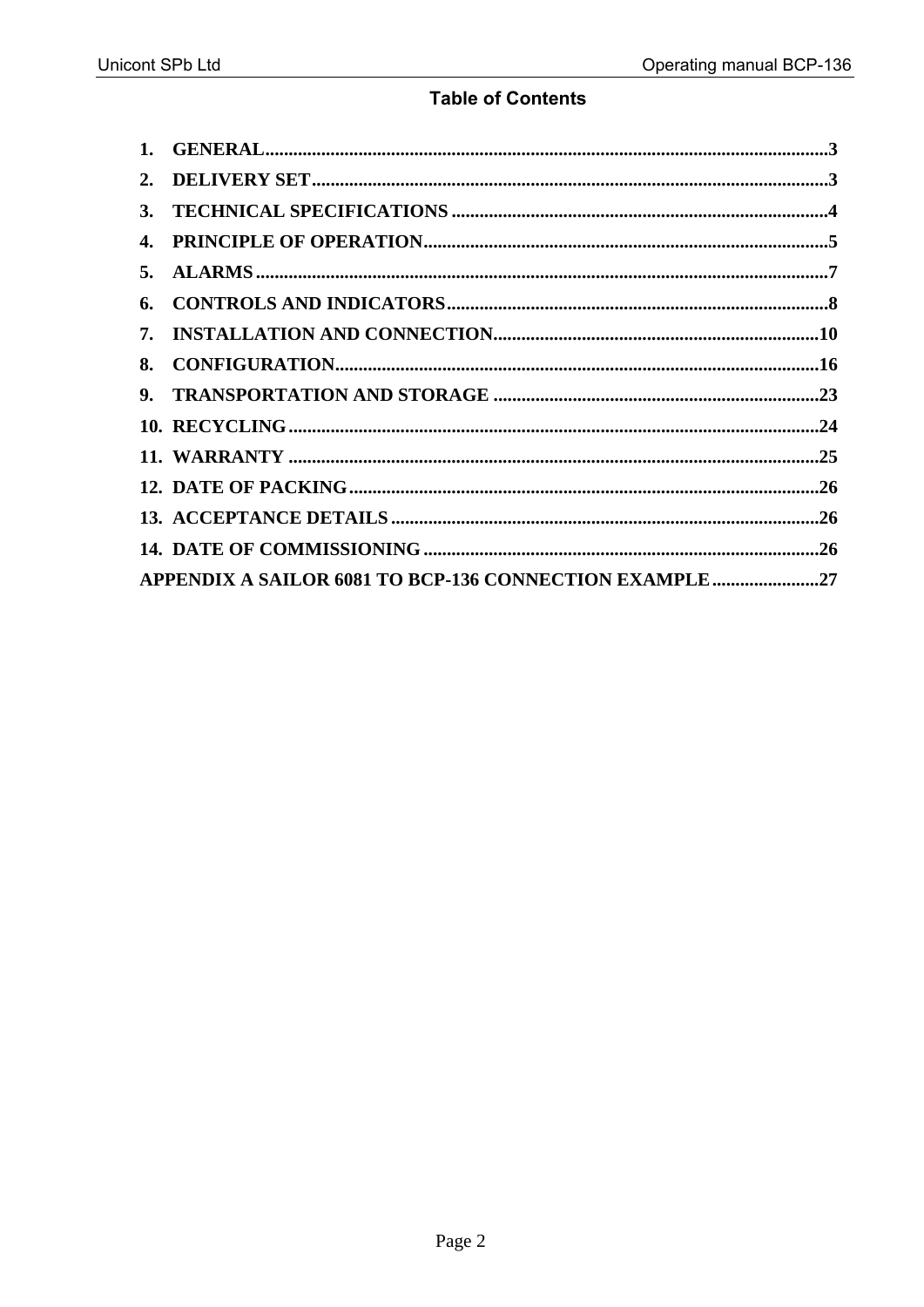## Table of Contents

1. GENERAL ........................................................ 3
2. DELIVERY SET ........................................................ 3
3. TECHNICAL SPECIFICATIONS ........................................................ 4
4. PRINCIPLE OF OPERATION ........................................................ 5
5. ALARMS ........................................................ 7
6. CONTROLS AND INDICATORS ........................................................ 8
7. INSTALLATION AND CONNECTION ........................................................ 10
8. CONFIGURATION ........................................................ 16
9. TRANSPORTATION AND STORAGE ........................................................ 23
10. RECYCLING ........................................................ 24
11. WARRANTY ........................................................ 25
12. DATE OF PACKING ........................................................ 26
13. ACCEPTANCE DETAILS ........................................................ 26
14. DATE OF COMMISSIONING ........................................................ 26

APPENDIX A SAILOR 6081 TO BCP-136 CONNECTION EXAMPLE ........................................................ 27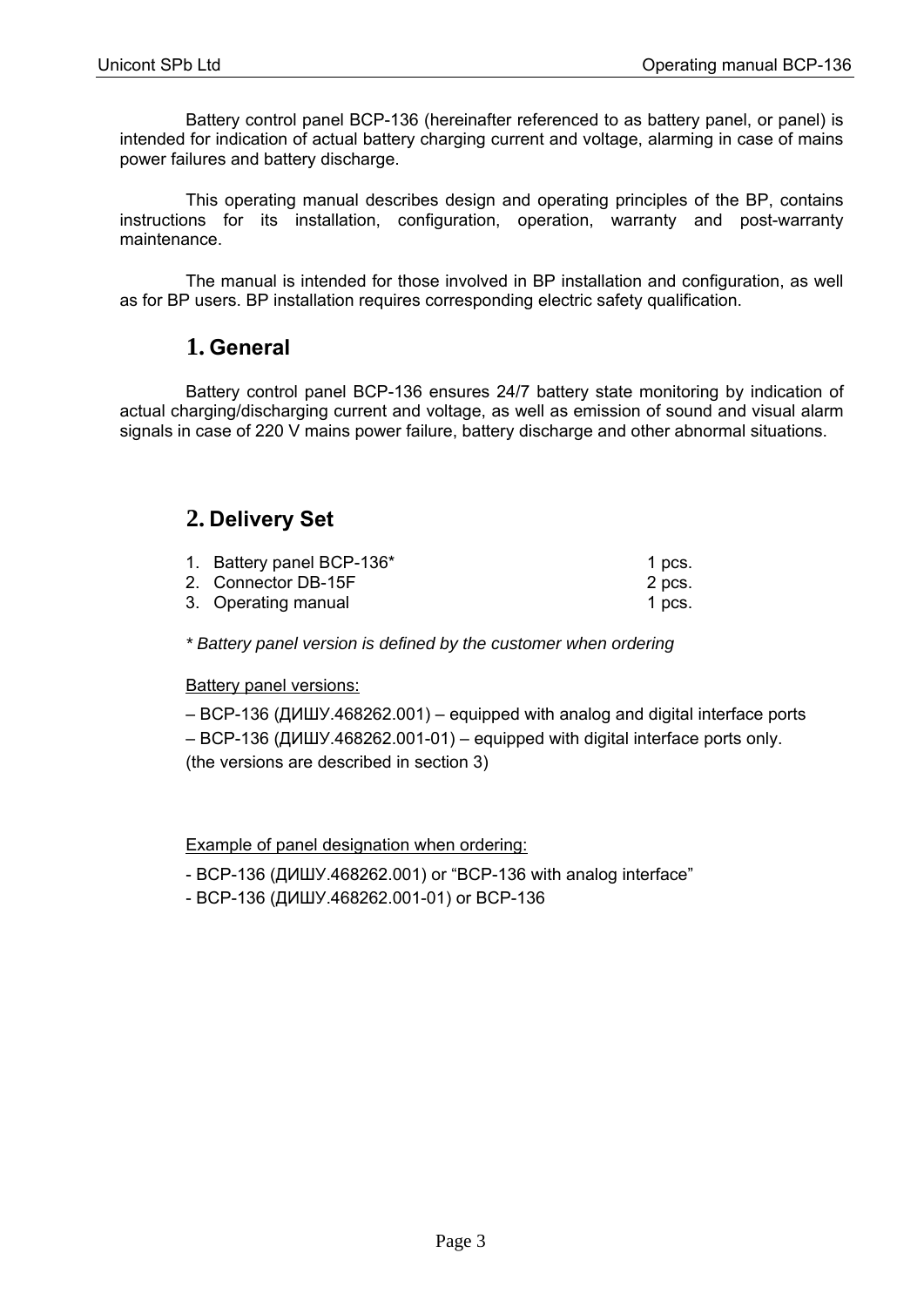Battery control panel BCP-136 (hereinafter referenced to as battery panel, or panel) is intended for indication of actual battery charging current and voltage, alarming in case of mains power failures and battery discharge.

This operating manual describes design and operating principles of the BP, contains instructions for its installation, configuration, operation, warranty and post-warranty maintenance.

The manual is intended for those involved in BP installation and configuration, as well as for BP users. BP installation requires corresponding electric safety qualification.

## 1. General

Battery control panel BCP-136 ensures 24/7 battery state monitoring by indication of actual charging/discharging current and voltage, as well as emission of sound and visual alarm signals in case of 220 V mains power failure, battery discharge and other abnormal situations.

## 2. Delivery Set

| | | |
|---|---|---|
| 1. | Battery panel BCP-136* | 1 pcs. |
| 2. | Connector DB-15F | 2 pcs. |
| 3. | Operating manual | 1 pcs. |

*\* Battery panel version is defined by the customer when ordering*

<u>Battery panel versions:</u>

– BCP-136 (ДИШУ.468262.001) – equipped with analog and digital interface ports

– BCP-136 (ДИШУ.468262.001-01) – equipped with digital interface ports only.

(the versions are described in section 3)

<u>Example of panel designation when ordering:</u>

- BCP-136 (ДИШУ.468262.001) or “BCP-136 with analog interface”
- BCP-136 (ДИШУ.468262.001-01) or BCP-136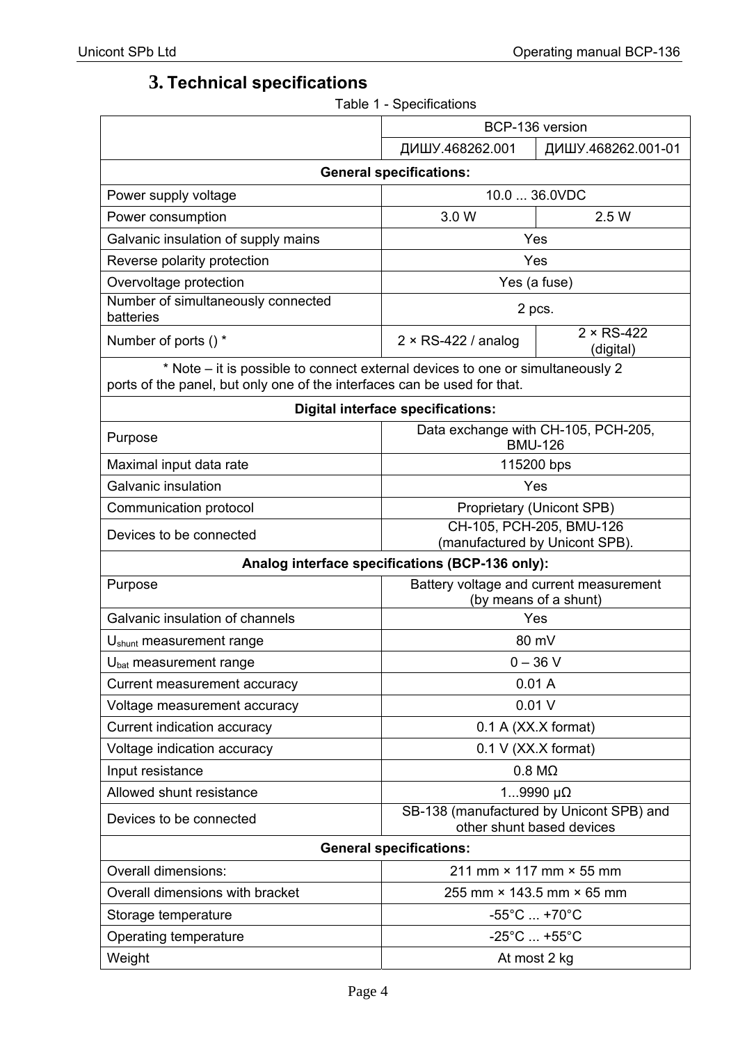## 3. Technical specifications

Table 1 - Specifications

| | BCP-136 version | |
|---|---|---|
| | ДИШУ.468262.001 | ДИШУ.468262.001-01 |
| **General specifications:** | | |
| Power supply voltage | 10.0 ... 36.0VDC | |
| Power consumption | 3.0 W | 2.5 W |
| Galvanic insulation of supply mains | Yes | |
| Reverse polarity protection | Yes | |
| Overvoltage protection | Yes (a fuse) | |
| Number of simultaneously connected batteries | 2 pcs. | |
| Number of ports () * | 2 × RS-422 / analog | 2 × RS-422 (digital) |
| * Note – it is possible to connect external devices to one or simultaneously 2 ports of the panel, but only one of the interfaces can be used for that. | | |
| **Digital interface specifications:** | | |
| Purpose | Data exchange with CH-105, PCH-205, BMU-126 | |
| Maximal input data rate | 115200 bps | |
| Galvanic insulation | Yes | |
| Communication protocol | Proprietary (Unicont SPB) | |
| Devices to be connected | CH-105, PCH-205, BMU-126 (manufactured by Unicont SPB). | |
| **Analog interface specifications (BCP-136 only):** | | |
| Purpose | Battery voltage and current measurement (by means of a shunt) | |
| Galvanic insulation of channels | Yes | |
| $U_{shunt}$ measurement range | 80 mV | |
| $U_{bat}$ measurement range | 0 – 36 V | |
| Current measurement accuracy | 0.01 A | |
| Voltage measurement accuracy | 0.01 V | |
| Current indication accuracy | 0.1 A (XX.X format) | |
| Voltage indication accuracy | 0.1 V (XX.X format) | |
| Input resistance | 0.8 MΩ | |
| Allowed shunt resistance | 1...9990 µΩ | |
| Devices to be connected | SB-138 (manufactured by Unicont SPB) and other shunt based devices | |
| **General specifications:** | | |
| Overall dimensions: | 211 mm × 117 mm × 55 mm | |
| Overall dimensions with bracket | 255 mm × 143.5 mm × 65 mm | |
| Storage temperature | -55°C ... +70°C | |
| Operating temperature | -25°C ... +55°C | |
| Weight | At most 2 kg | |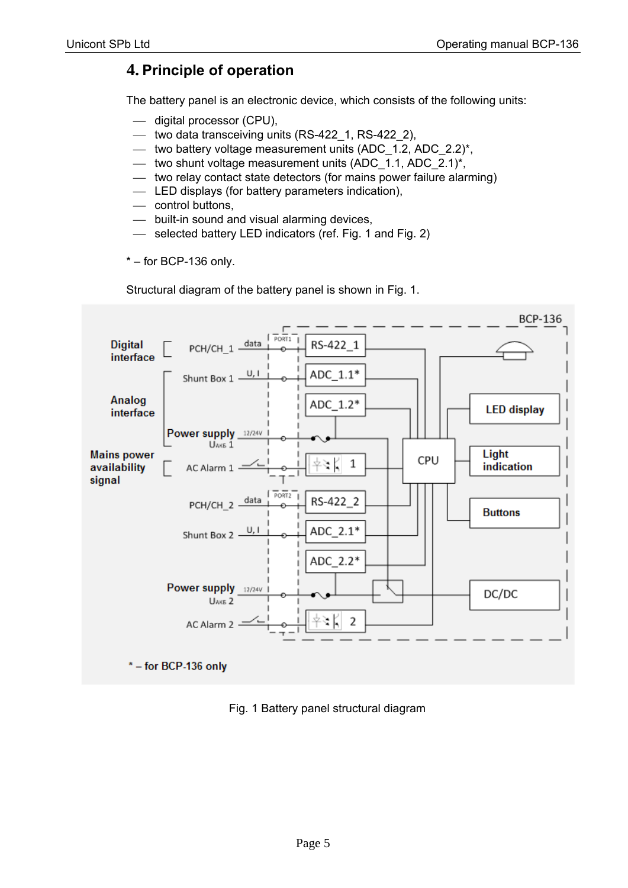## 4. Principle of operation

The battery panel is an electronic device, which consists of the following units:

- digital processor (CPU),
- two data transceiving units (RS-422_1, RS-422_2),
- two battery voltage measurement units (ADC_1.2, ADC_2.2)*,
- two shunt voltage measurement units (ADC_1.1, ADC_2.1)*,
- two relay contact state detectors (for mains power failure alarming)
- LED displays (for battery parameters indication),
- control buttons,
- built-in sound and visual alarming devices,
- selected battery LED indicators (ref. Fig. 1 and Fig. 2)

* – for BCP-136 only.

Structural diagram of the battery panel is shown in Fig. 1.

Fig. 1 Battery panel structural diagram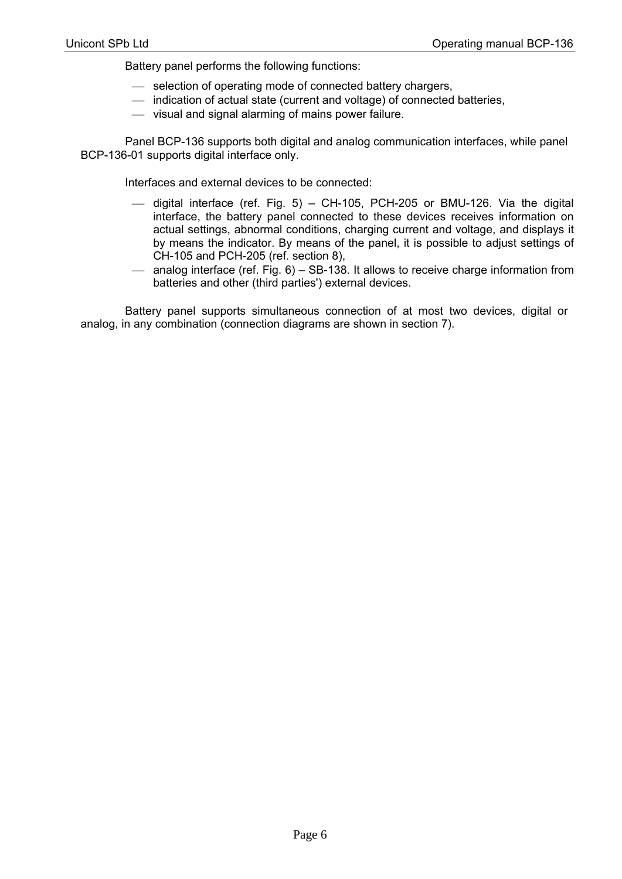Battery panel performs the following functions:

- selection of operating mode of connected battery chargers,
- indication of actual state (current and voltage) of connected batteries,
- visual and signal alarming of mains power failure.

Panel BCP-136 supports both digital and analog communication interfaces, while panel BCP-136-01 supports digital interface only.

Interfaces and external devices to be connected:

- digital interface (ref. Fig. 5) – CH-105, PCH-205 or BMU-126. Via the digital interface, the battery panel connected to these devices receives information on actual settings, abnormal conditions, charging current and voltage, and displays it by means the indicator. By means of the panel, it is possible to adjust settings of CH-105 and PCH-205 (ref. section 8),
- analog interface (ref. Fig. 6) – SB-138. It allows to receive charge information from batteries and other (third parties') external devices.

Battery panel supports simultaneous connection of at most two devices, digital or analog, in any combination (connection diagrams are shown in section 7).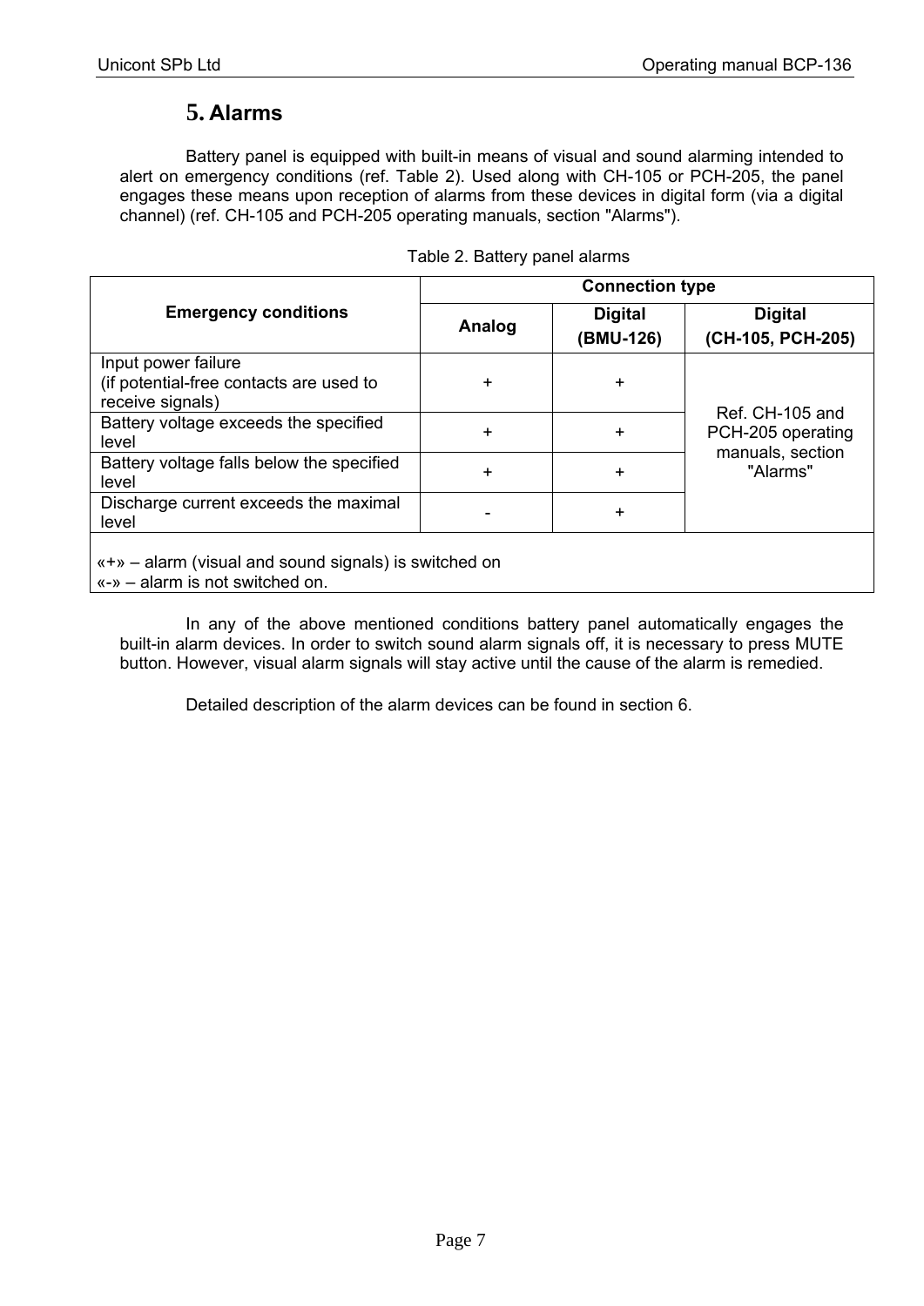# 5. Alarms

Battery panel is equipped with built-in means of visual and sound alarming intended to alert on emergency conditions (ref. Table 2). Used along with CH-105 or PCH-205, the panel engages these means upon reception of alarms from these devices in digital form (via a digital channel) (ref. CH-105 and PCH-205 operating manuals, section "Alarms").

Table 2. Battery panel alarms

| Emergency conditions | Connection type | | |
|---|---|---|---|
| | Analog | Digital (BMU-126) | Digital (CH-105, PCH-205) |
| Input power failure (if potential-free contacts are used to receive signals) | + | + | Ref. CH-105 and PCH-205 operating manuals, section "Alarms" |
| Battery voltage exceeds the specified level | + | + | |
| Battery voltage falls below the specified level | + | + | |
| Discharge current exceeds the maximal level | - | + | |

«+» – alarm (visual and sound signals) is switched on
«-» – alarm is not switched on.

In any of the above mentioned conditions battery panel automatically engages the built-in alarm devices. In order to switch sound alarm signals off, it is necessary to press MUTE button. However, visual alarm signals will stay active until the cause of the alarm is remedied.

Detailed description of the alarm devices can be found in section 6.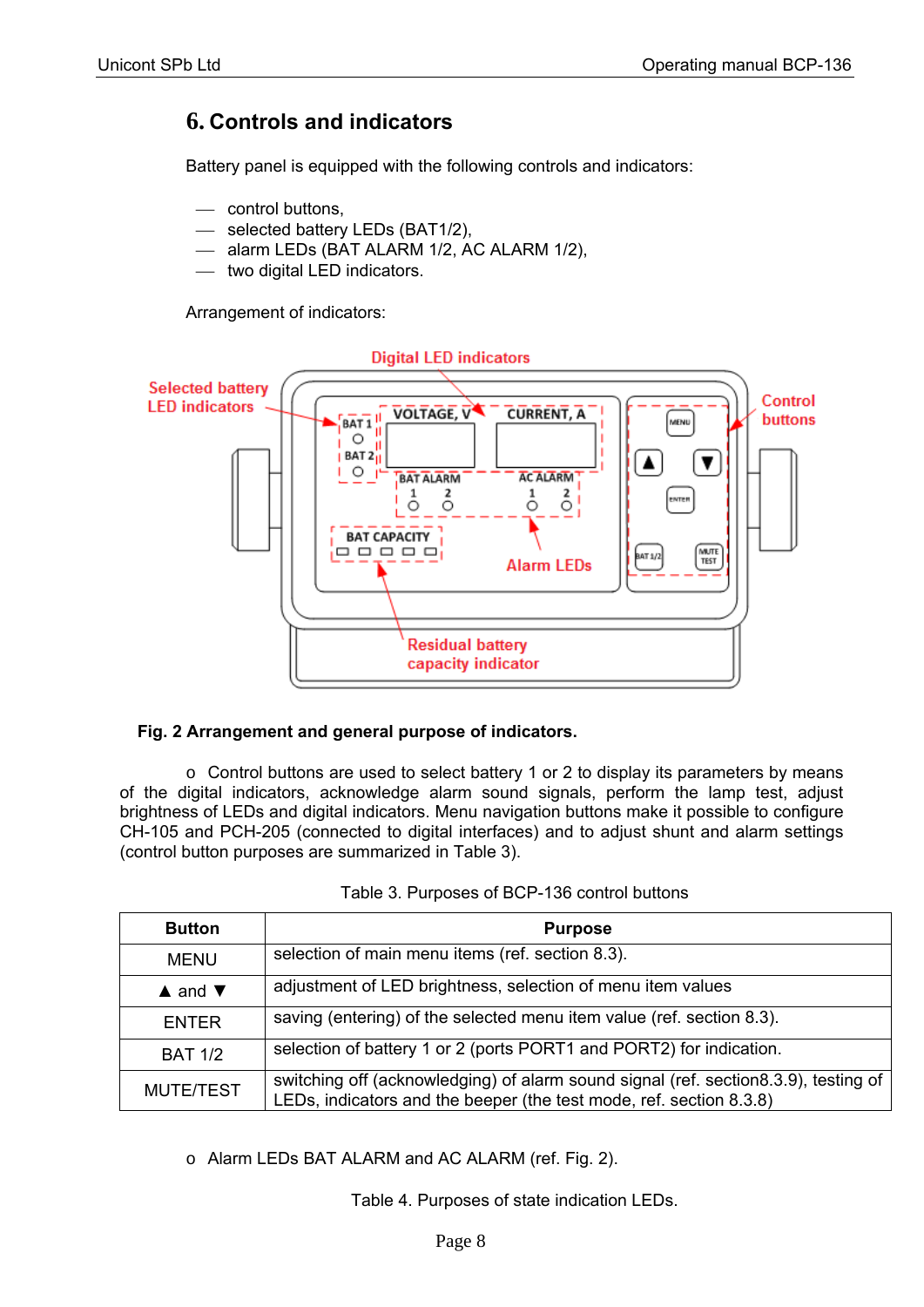# 6. Controls and indicators

Battery panel is equipped with the following controls and indicators:

- control buttons,
- selected battery LEDs (BAT1/2),
- alarm LEDs (BAT ALARM 1/2, AC ALARM 1/2),
- two digital LED indicators.

Arrangement of indicators:

**Fig. 2 Arrangement and general purpose of indicators.**

- Control buttons are used to select battery 1 or 2 to display its parameters by means of the digital indicators, acknowledge alarm sound signals, perform the lamp test, adjust brightness of LEDs and digital indicators. Menu navigation buttons make it possible to configure CH-105 and PCH-205 (connected to digital interfaces) and to adjust shunt and alarm settings (control button purposes are summarized in Table 3).

Table 3. Purposes of BCP-136 control buttons

| Button | Purpose |
|---|---|
| MENU | selection of main menu items (ref. section 8.3). |
| ▲ and ▼ | adjustment of LED brightness, selection of menu item values |
| ENTER | saving (entering) of the selected menu item value (ref. section 8.3). |
| BAT 1/2 | selection of battery 1 or 2 (ports PORT1 and PORT2) for indication. |
| MUTE/TEST | switching off (acknowledging) of alarm sound signal (ref. section8.3.9), testing of LEDs, indicators and the beeper (the test mode, ref. section 8.3.8) |

- Alarm LEDs BAT ALARM and AC ALARM (ref. Fig. 2).

Table 4. Purposes of state indication LEDs.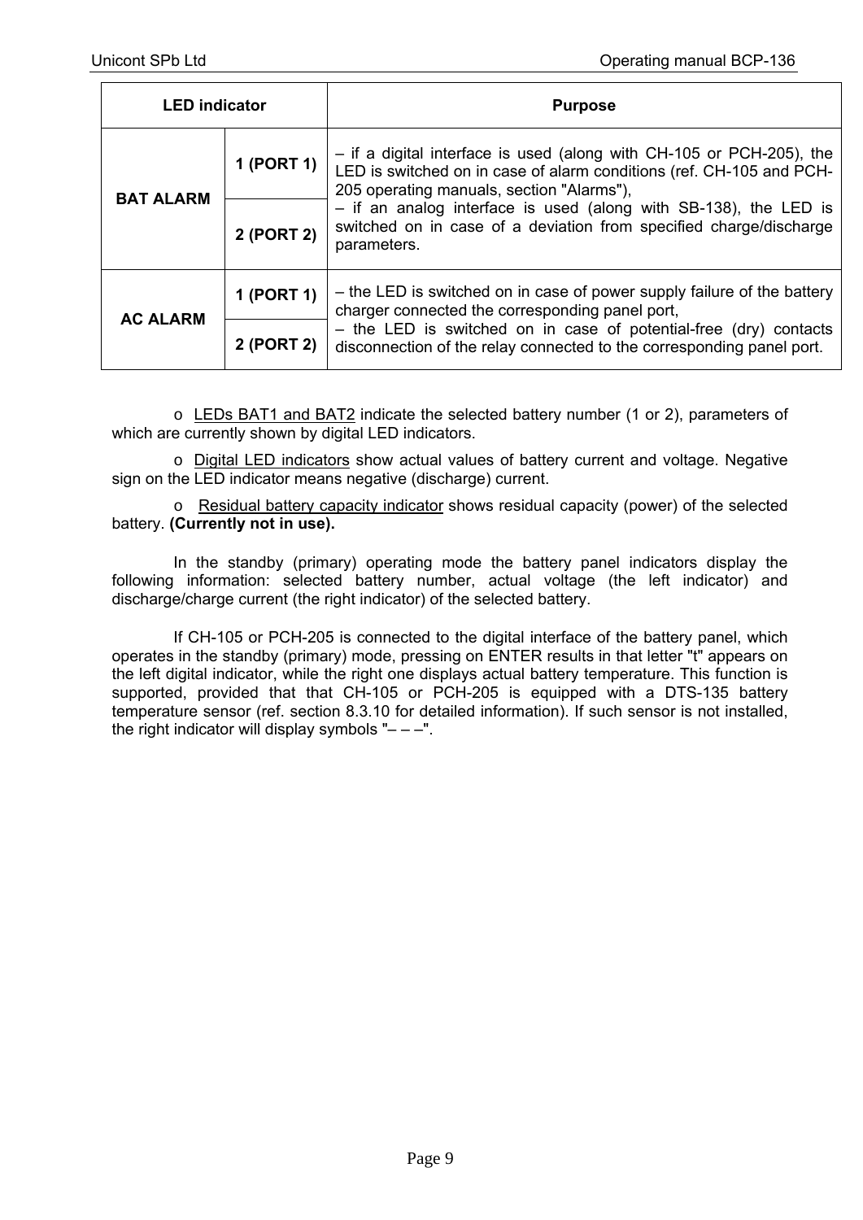| LED indicator | | Purpose |
|---|---|---|
| **BAT ALARM** | **1 (PORT 1)** | – if a digital interface is used (along with CH-105 or PCH-205), the LED is switched on in case of alarm conditions (ref. CH-105 and PCH-205 operating manuals, section "Alarms"),<br>– if an analog interface is used (along with SB-138), the LED is switched on in case of a deviation from specified charge/discharge parameters. |
| | **2 (PORT 2)** | |
| **AC ALARM** | **1 (PORT 1)** | – the LED is switched on in case of power supply failure of the battery charger connected the corresponding panel port,<br>– the LED is switched on in case of potential-free (dry) contacts disconnection of the relay connected to the corresponding panel port. |
| | **2 (PORT 2)** | |

- LEDs BAT1 and BAT2 indicate the selected battery number (1 or 2), parameters of which are currently shown by digital LED indicators.
- Digital LED indicators show actual values of battery current and voltage. Negative sign on the LED indicator means negative (discharge) current.
- Residual battery capacity indicator shows residual capacity (power) of the selected battery. **(Currently not in use).**

In the standby (primary) operating mode the battery panel indicators display the following information: selected battery number, actual voltage (the left indicator) and discharge/charge current (the right indicator) of the selected battery.

If CH-105 or PCH-205 is connected to the digital interface of the battery panel, which operates in the standby (primary) mode, pressing on ENTER results in that letter "t" appears on the left digital indicator, while the right one displays actual battery temperature. This function is supported, provided that that CH-105 or PCH-205 is equipped with a DTS-135 battery temperature sensor (ref. section 8.3.10 for detailed information). If such sensor is not installed, the right indicator will display symbols "– – –".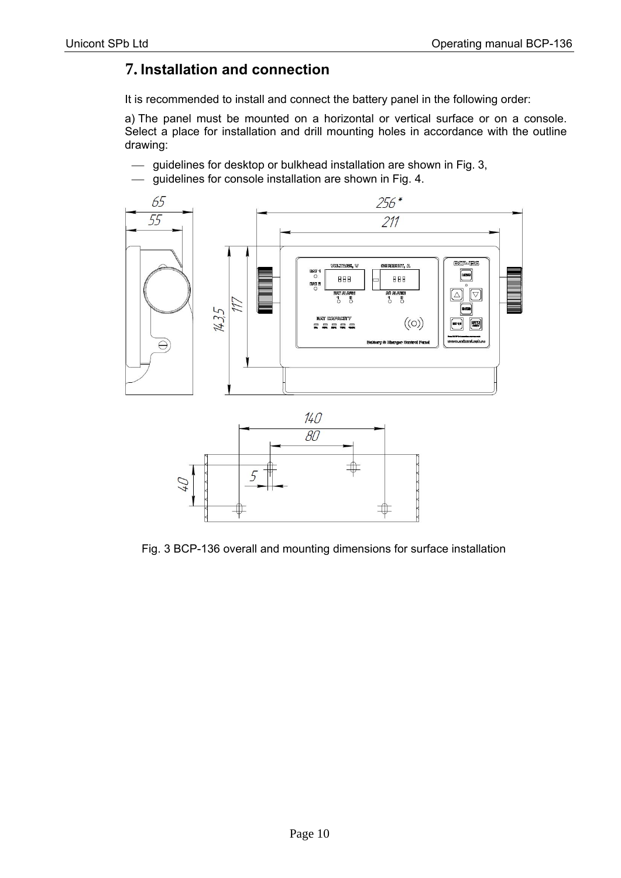# 7. Installation and connection

It is recommended to install and connect the battery panel in the following order:

a) The panel must be mounted on a horizontal or vertical surface or on a console. Select a place for installation and drill mounting holes in accordance with the outline drawing:

- guidelines for desktop or bulkhead installation are shown in Fig. 3,
- guidelines for console installation are shown in Fig. 4.

Fig. 3 BCP-136 overall and mounting dimensions for surface installation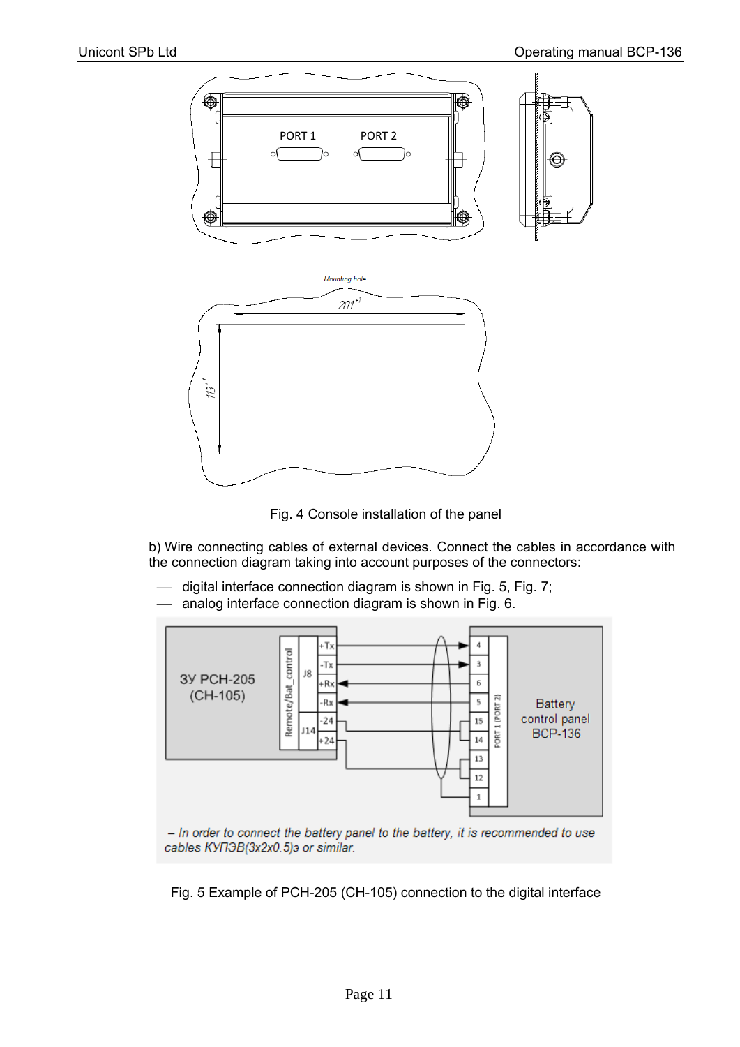Fig. 4 Console installation of the panel

b) Wire connecting cables of external devices. Connect the cables in accordance with the connection diagram taking into account purposes of the connectors:

- digital interface connection diagram is shown in Fig. 5, Fig. 7;
- analog interface connection diagram is shown in Fig. 6.

*– In order to connect the battery panel to the battery, it is recommended to use cables КУПЭВ(3x2x0.5)э or similar.*

Fig. 5 Example of PCH-205 (CH-105) connection to the digital interface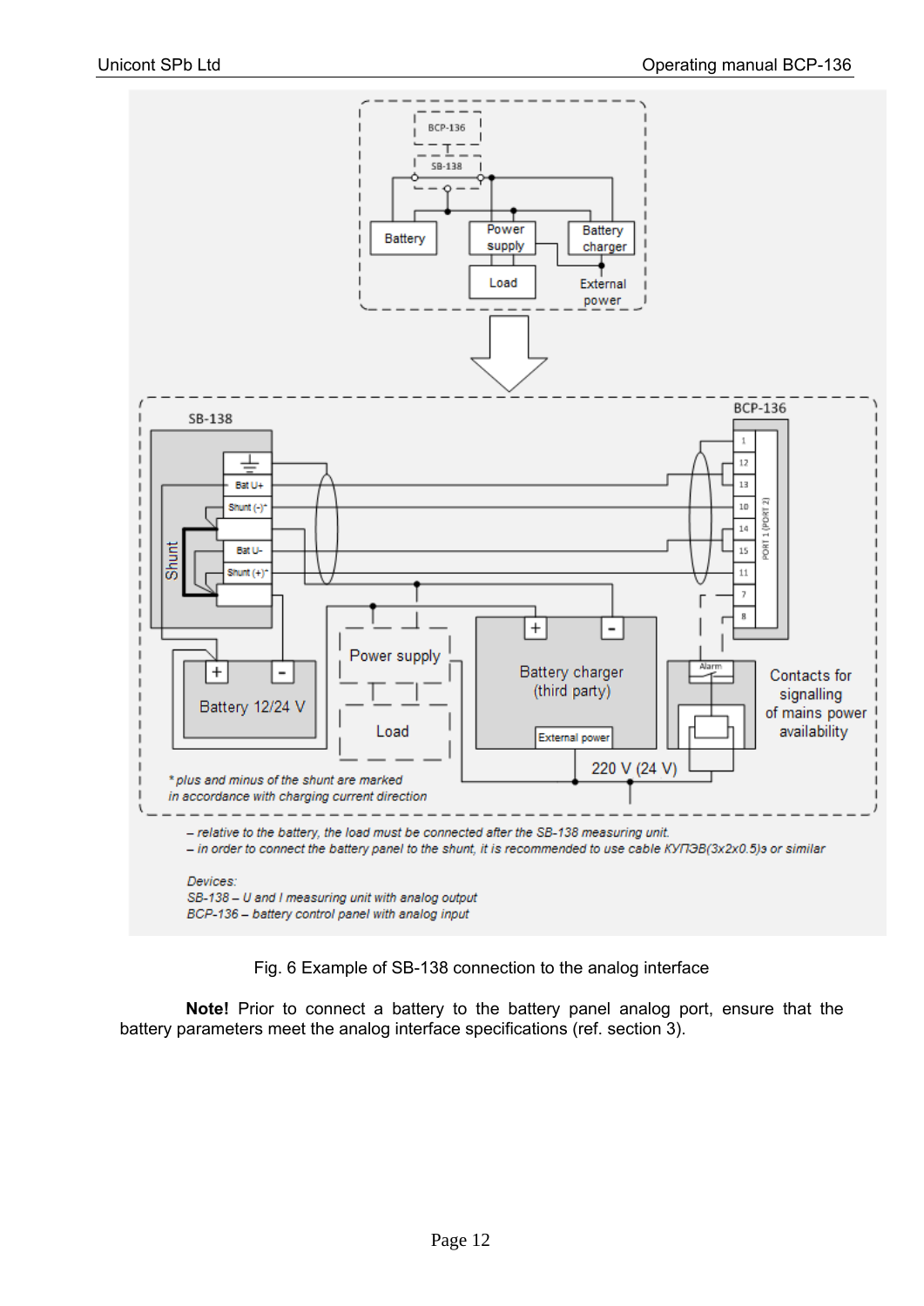– relative to the battery, the load must be connected after the SB-138 measuring unit.
– in order to connect the battery panel to the shunt, it is recommended to use cable КУПЭВ(3x2x0.5)э or similar

Devices:
SB-138 – U and I measuring unit with analog output
BCP-136 – battery control panel with analog input

Fig. 6 Example of SB-138 connection to the analog interface

**Note!** Prior to connect a battery to the battery panel analog port, ensure that the battery parameters meet the analog interface specifications (ref. section 3).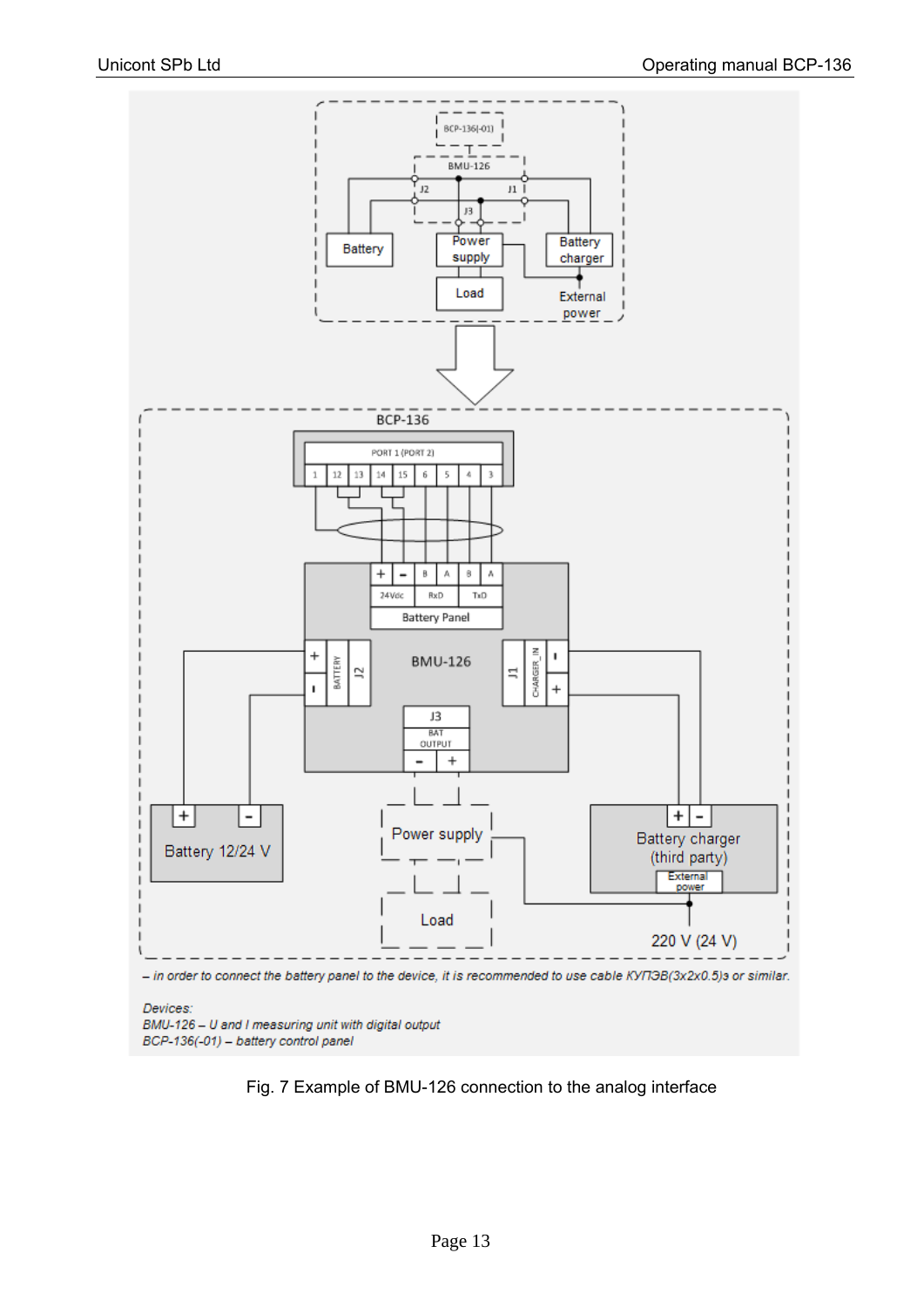– in order to connect the battery panel to the device, it is recommended to use cable КУПЭВ(3x2x0.5)э or similar.

*Devices:*
*BMU-126 – U and I measuring unit with digital output*
*BCP-136(-01) – battery control panel*

Fig. 7 Example of BMU-126 connection to the analog interface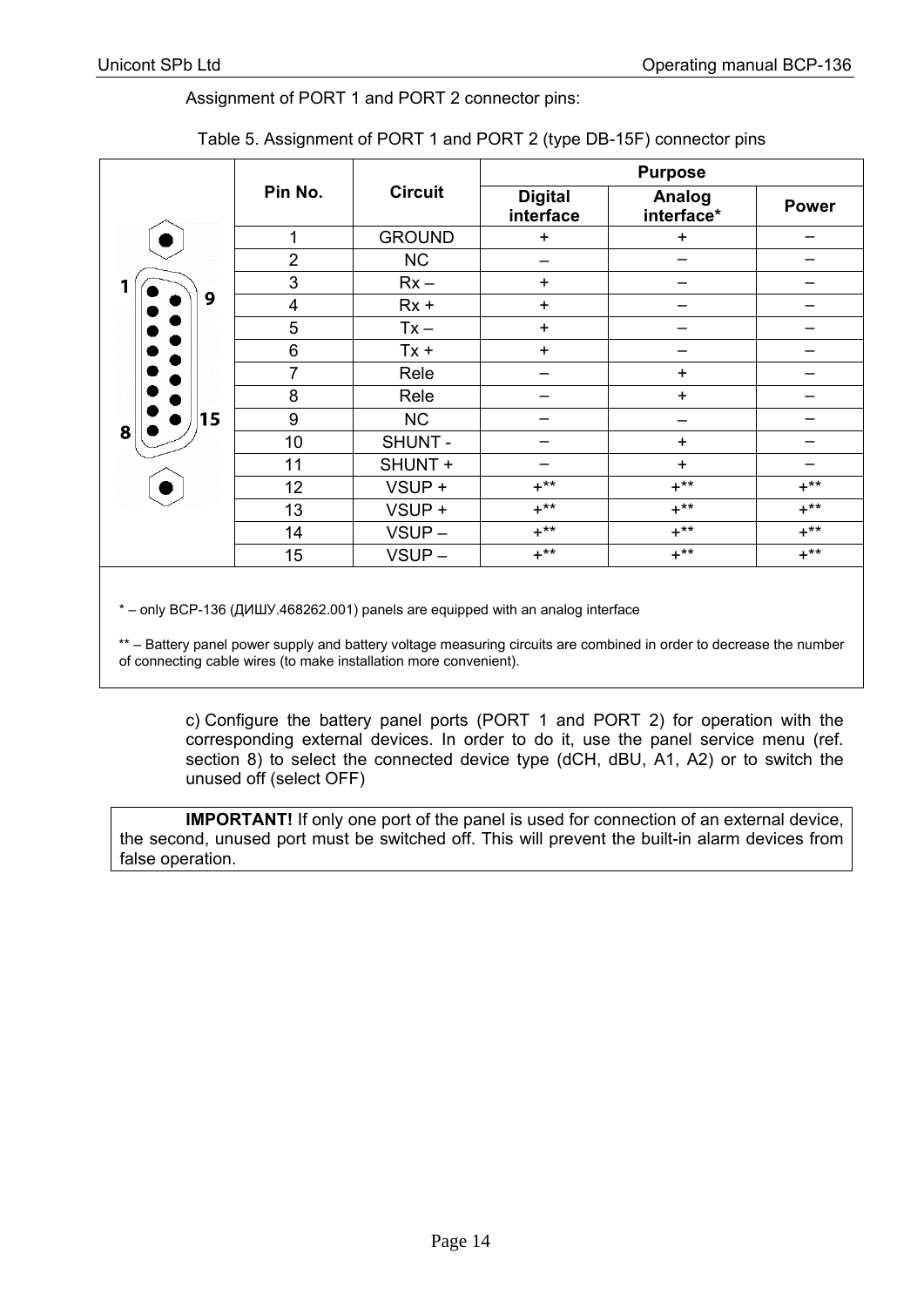Assignment of PORT 1 and PORT 2 connector pins:

Table 5. Assignment of PORT 1 and PORT 2 (type DB-15F) connector pins

| Pin No. | Circuit | Purpose | | |
|---|---|---|---|---|
| | | Digital interface | Analog interface* | Power |
| 1 | GROUND | + | + | – |
| 2 | NC | – | – | – |
| 3 | Rx – | + | – | – |
| 4 | Rx + | + | – | – |
| 5 | Tx – | + | – | – |
| 6 | Tx + | + | – | – |
| 7 | Rele | – | + | – |
| 8 | Rele | – | + | – |
| 9 | NC | – | – | – |
| 10 | SHUNT - | – | + | – |
| 11 | SHUNT + | – | + | – |
| 12 | VSUP + | +** | +** | +** |
| 13 | VSUP + | +** | +** | +** |
| 14 | VSUP – | +** | +** | +** |
| 15 | VSUP – | +** | +** | +** |

* – only BCP-136 (ДИШУ.468262.001) panels are equipped with an analog interface

** – Battery panel power supply and battery voltage measuring circuits are combined in order to decrease the number of connecting cable wires (to make installation more convenient).

c) Configure the battery panel ports (PORT 1 and PORT 2) for operation with the corresponding external devices. In order to do it, use the panel service menu (ref. section 8) to select the connected device type (dCH, dBU, A1, A2) or to switch the unused off (select OFF)

**IMPORTANT!** If only one port of the panel is used for connection of an external device, the second, unused port must be switched off. This will prevent the built-in alarm devices from false operation.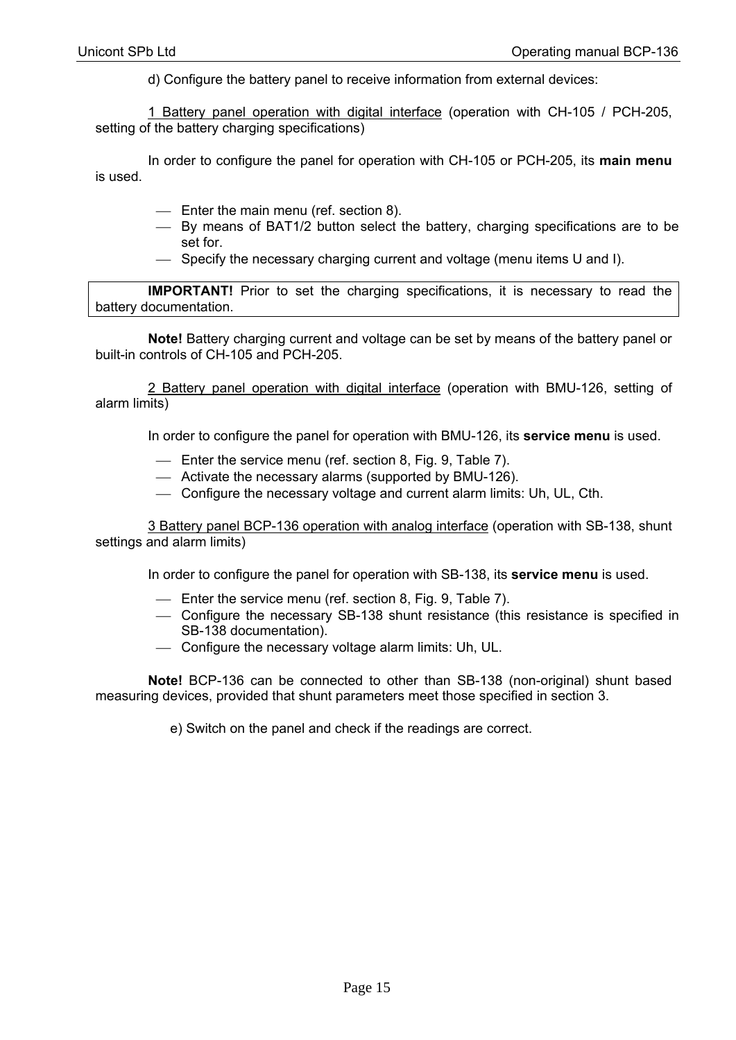d) Configure the battery panel to receive information from external devices:

1 Battery panel operation with digital interface (operation with CH-105 / PCH-205, setting of the battery charging specifications)

In order to configure the panel for operation with CH-105 or PCH-205, its **main menu** is used.

- Enter the main menu (ref. section 8).
- By means of BAT1/2 button select the battery, charging specifications are to be set for.
- Specify the necessary charging current and voltage (menu items U and I).

**IMPORTANT!** Prior to set the charging specifications, it is necessary to read the battery documentation.

**Note!** Battery charging current and voltage can be set by means of the battery panel or built-in controls of CH-105 and PCH-205.

2 Battery panel operation with digital interface (operation with BMU-126, setting of alarm limits)

In order to configure the panel for operation with BMU-126, its **service menu** is used.

- Enter the service menu (ref. section 8, Fig. 9, Table 7).
- Activate the necessary alarms (supported by BMU-126).
- Configure the necessary voltage and current alarm limits: Uh, UL, Cth.

3 Battery panel BCP-136 operation with analog interface (operation with SB-138, shunt settings and alarm limits)

In order to configure the panel for operation with SB-138, its **service menu** is used.

- Enter the service menu (ref. section 8, Fig. 9, Table 7).
- Configure the necessary SB-138 shunt resistance (this resistance is specified in SB-138 documentation).
- Configure the necessary voltage alarm limits: Uh, UL.

**Note!** BCP-136 can be connected to other than SB-138 (non-original) shunt based measuring devices, provided that shunt parameters meet those specified in section 3.

e) Switch on the panel and check if the readings are correct.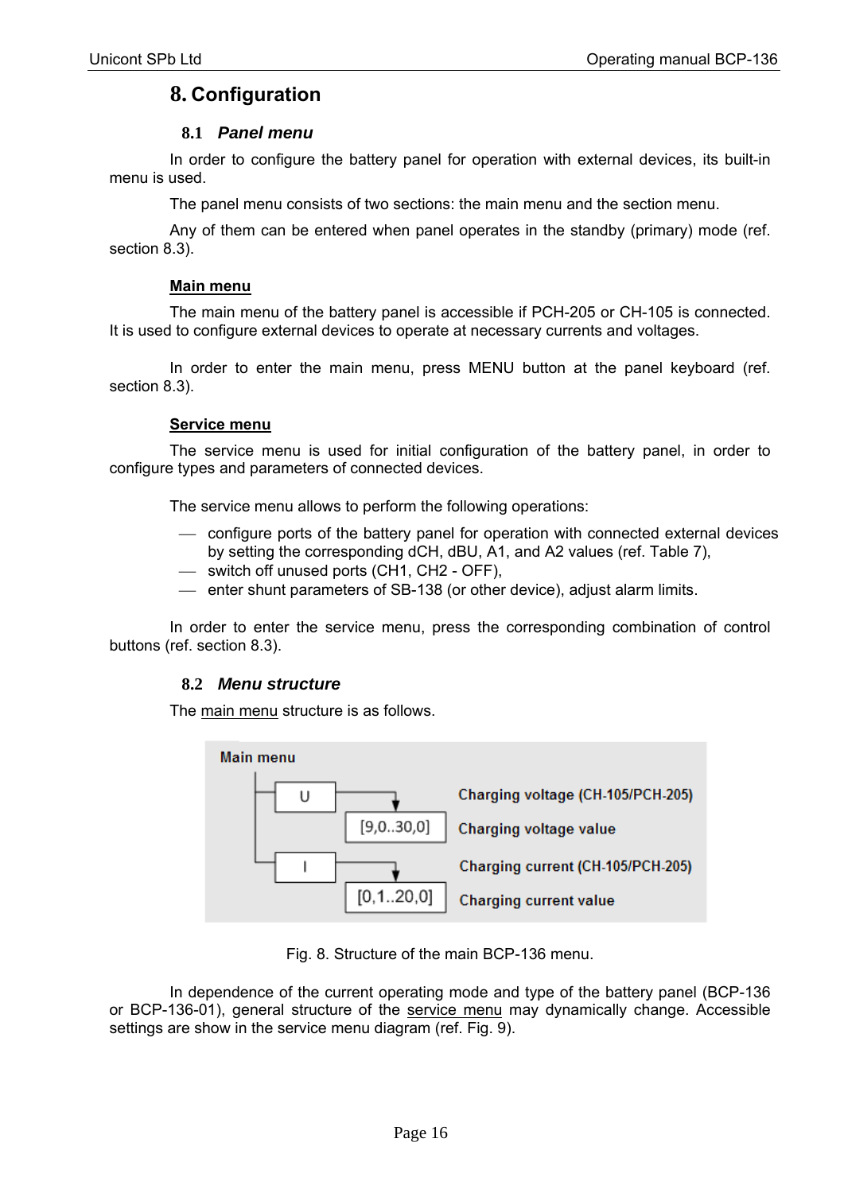# 8. Configuration

## 8.1 *Panel menu*

In order to configure the battery panel for operation with external devices, its built-in menu is used.

The panel menu consists of two sections: the main menu and the section menu.

Any of them can be entered when panel operates in the standby (primary) mode (ref. section 8.3).

**Main menu**

The main menu of the battery panel is accessible if PCH-205 or CH-105 is connected. It is used to configure external devices to operate at necessary currents and voltages.

In order to enter the main menu, press MENU button at the panel keyboard (ref. section 8.3).

**Service menu**

The service menu is used for initial configuration of the battery panel, in order to configure types and parameters of connected devices.

The service menu allows to perform the following operations:

- configure ports of the battery panel for operation with connected external devices by setting the corresponding dCH, dBU, A1, and A2 values (ref. Table 7),
- switch off unused ports (CH1, CH2 - OFF),
- enter shunt parameters of SB-138 (or other device), adjust alarm limits.

In order to enter the service menu, press the corresponding combination of control buttons (ref. section 8.3).

## 8.2 *Menu structure*

The main menu structure is as follows.

```
Main menu
 ├── U  ──────────────┐        Charging voltage (CH-105/PCH-205)
 │              [9,0..30,0]    Charging voltage value
 └── I  ──────────────┐        Charging current (CH-105/PCH-205)
                [0,1..20,0]    Charging current value
```

Fig. 8. Structure of the main BCP-136 menu.

In dependence of the current operating mode and type of the battery panel (BCP-136 or BCP-136-01), general structure of the service menu may dynamically change. Accessible settings are show in the service menu diagram (ref. Fig. 9).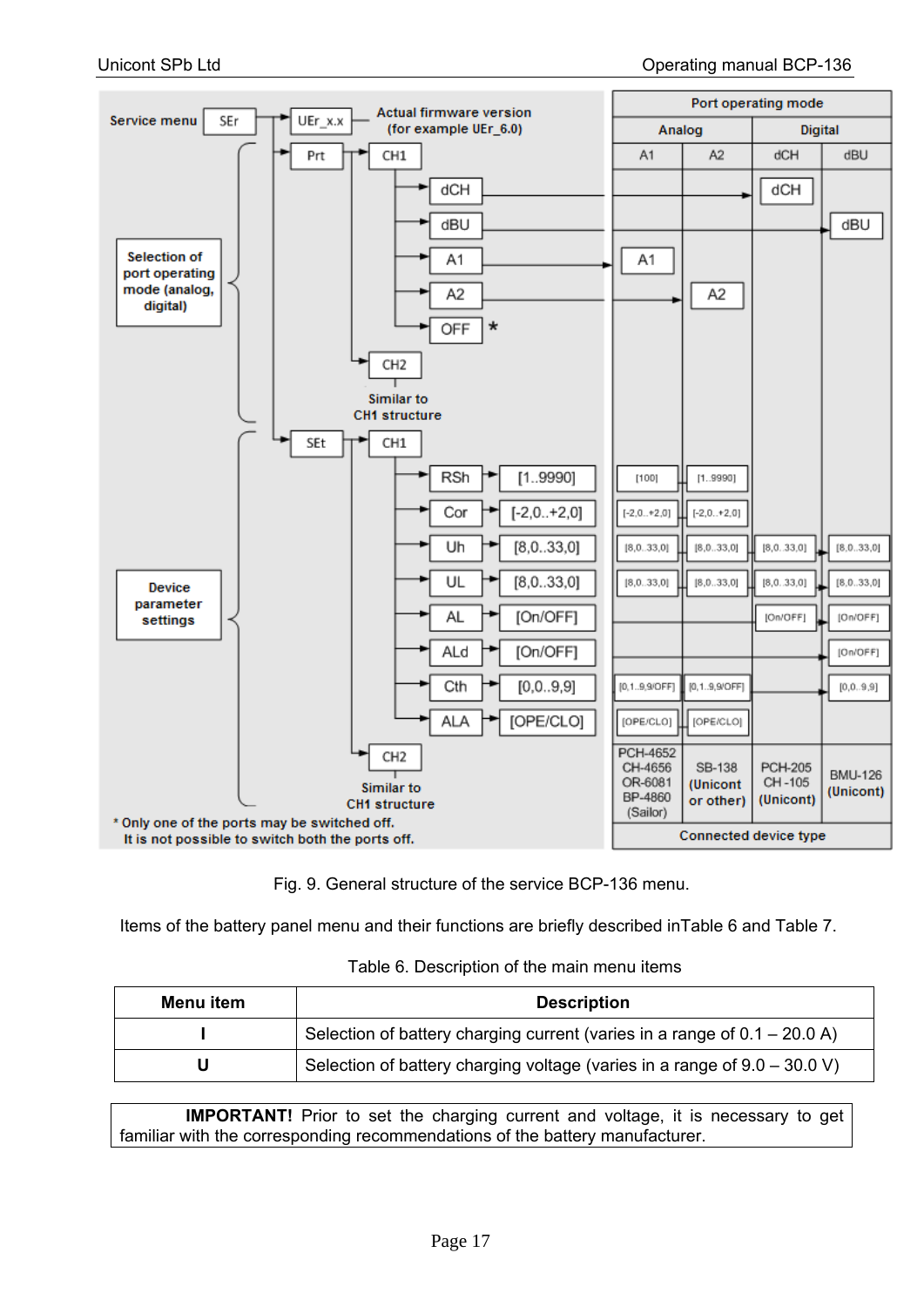Service menu — SEr — UEr_x.x — Actual firmware version (for example UEr_6.0)

Selection of port operating mode (analog, digital): Prt → CH1 → dCH, dBU, A1, A2, OFF *; CH2 — Similar to CH1 structure

Device parameter settings: SEt → CH1 → RSh [1..9990], Cor [-2,0..+2,0], Uh [8,0..33,0], UL [8,0..33,0], AL [On/OFF], ALd [On/OFF], Cth [0,0..9,9], ALA [OPE/CLO]; CH2 — Similar to CH1 structure

| Port operating mode | | | |
|---|---|---|---|
| Analog | | Digital | |
| A1 | A2 | dCH | dBU |
| [100] | [1..9990] | | |
| [-2,0..+2,0] | [-2,0..+2,0] | | |
| [8,0..33,0] | [8,0..33,0] | [8,0..33,0] | [8,0..33,0] |
| [8,0..33,0] | [8,0..33,0] | [8,0..33,0] | [8,0..33,0] |
| | | [On/OFF] | [On/OFF] |
| | | | [On/OFF] |
| [0,1..9,9/OFF] | [0,1..9,9/OFF] | | [0,0..9,9] |
| [OPE/CLO] | [OPE/CLO] | | |
| PCH-4652 CH-4656 OR-6081 BP-4860 (Sailor) | SB-138 (Unicont or other) | PCH-205 CH-105 (Unicont) | BMU-126 (Unicont) |
| Connected device type | | | |

\* Only one of the ports may be switched off. It is not possible to switch both the ports off.

Fig. 9. General structure of the service BCP-136 menu.

Items of the battery panel menu and their functions are briefly described inTable 6 and Table 7.

Table 6. Description of the main menu items

| Menu item | Description |
|---|---|
| I | Selection of battery charging current (varies in a range of 0.1 – 20.0 A) |
| U | Selection of battery charging voltage (varies in a range of 9.0 – 30.0 V) |

**IMPORTANT!** Prior to set the charging current and voltage, it is necessary to get familiar with the corresponding recommendations of the battery manufacturer.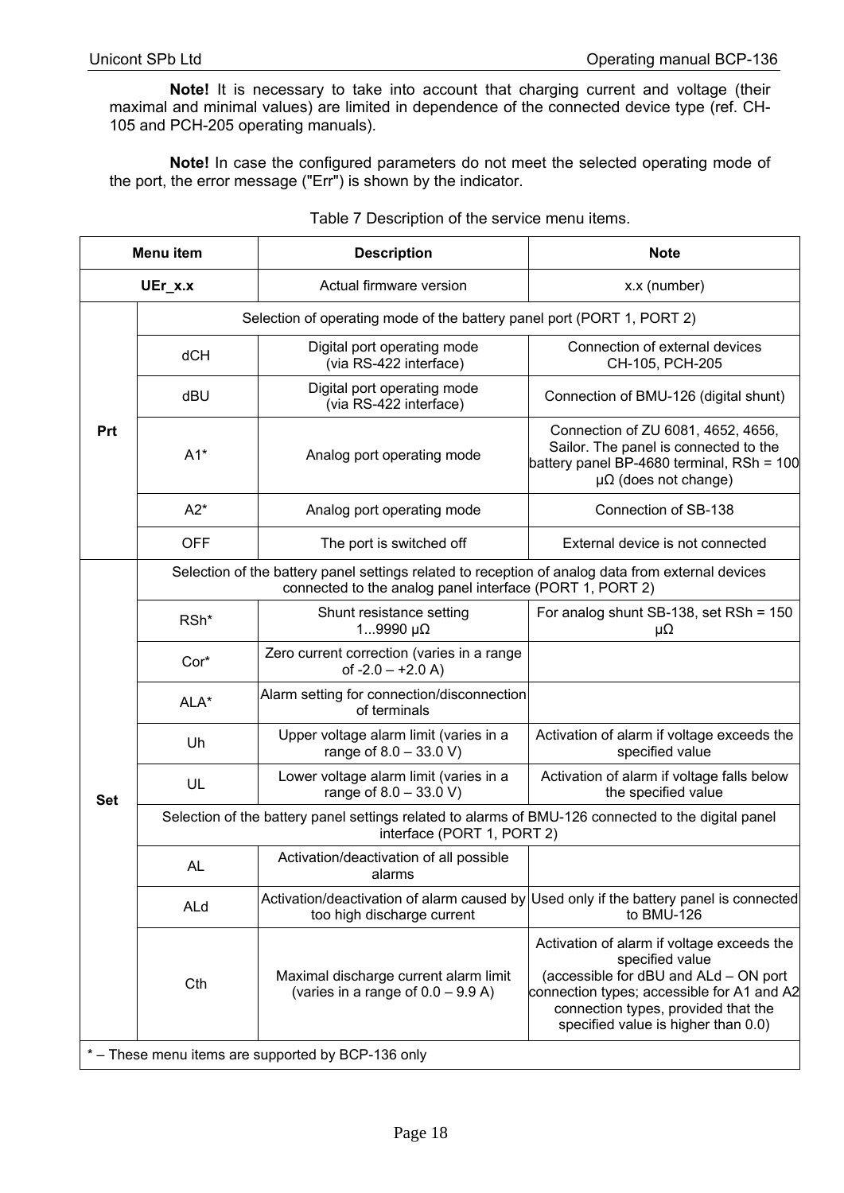**Note!** It is necessary to take into account that charging current and voltage (their maximal and minimal values) are limited in dependence of the connected device type (ref. CH-105 and PCH-205 operating manuals).

**Note!** In case the configured parameters do not meet the selected operating mode of the port, the error message ("Err") is shown by the indicator.

Table 7 Description of the service menu items.

| Menu item | | Description | Note |
|---|---|---|---|
| **UEr_x.x** | | Actual firmware version | x.x (number) |
| **Prt** | Selection of operating mode of the battery panel port (PORT 1, PORT 2) | | |
| | dCH | Digital port operating mode (via RS-422 interface) | Connection of external devices CH-105, PCH-205 |
| | dBU | Digital port operating mode (via RS-422 interface) | Connection of BMU-126 (digital shunt) |
| | A1* | Analog port operating mode | Connection of ZU 6081, 4652, 4656, Sailor. The panel is connected to the battery panel BP-4680 terminal, RSh = 100 μΩ (does not change) |
| | A2* | Analog port operating mode | Connection of SB-138 |
| | OFF | The port is switched off | External device is not connected |
| **Set** | Selection of the battery panel settings related to reception of analog data from external devices connected to the analog panel interface (PORT 1, PORT 2) | | |
| | RSh* | Shunt resistance setting 1...9990 μΩ | For analog shunt SB-138, set RSh = 150 μΩ |
| | Cor* | Zero current correction (varies in a range of -2.0 – +2.0 A) | |
| | ALA* | Alarm setting for connection/disconnection of terminals | |
| | Uh | Upper voltage alarm limit (varies in a range of 8.0 – 33.0 V) | Activation of alarm if voltage exceeds the specified value |
| | UL | Lower voltage alarm limit (varies in a range of 8.0 – 33.0 V) | Activation of alarm if voltage falls below the specified value |
| | Selection of the battery panel settings related to alarms of BMU-126 connected to the digital panel interface (PORT 1, PORT 2) | | |
| | AL | Activation/deactivation of all possible alarms | |
| | ALd | Activation/deactivation of alarm caused by too high discharge current | Used only if the battery panel is connected to BMU-126 |
| | Cth | Maximal discharge current alarm limit (varies in a range of 0.0 – 9.9 A) | Activation of alarm if voltage exceeds the specified value (accessible for dBU and ALd – ON port connection types; accessible for A1 and A2 connection types, provided that the specified value is higher than 0.0) |

\* – These menu items are supported by BCP-136 only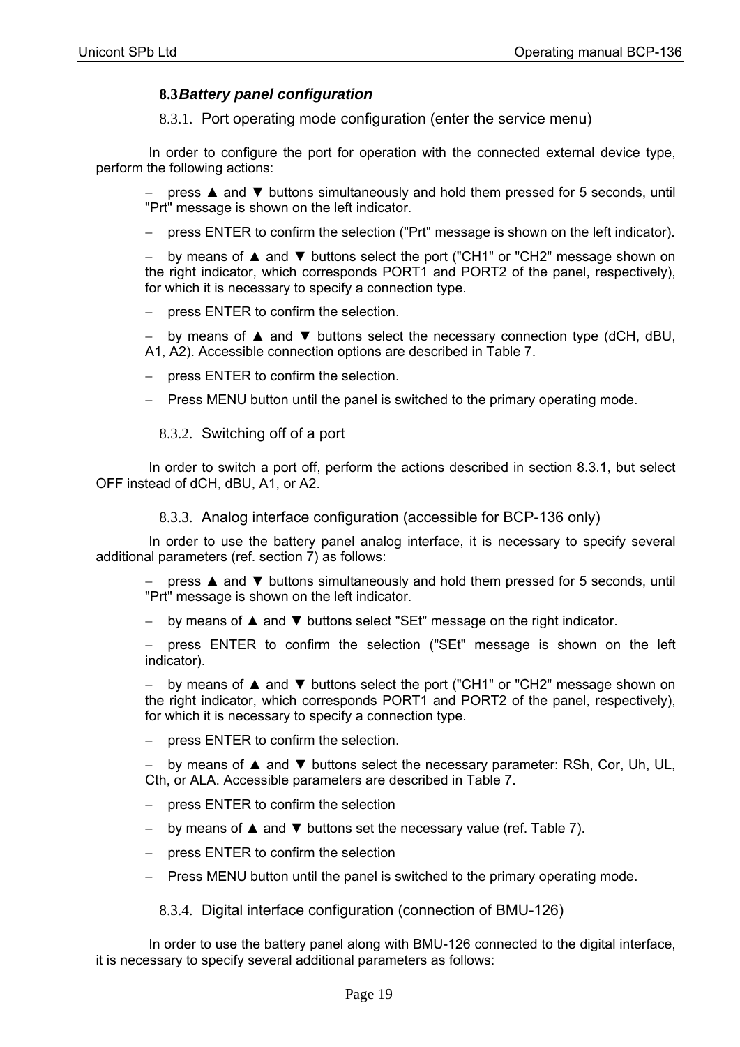## 8.3 *Battery panel configuration*

### 8.3.1. Port operating mode configuration (enter the service menu)

In order to configure the port for operation with the connected external device type, perform the following actions:

- press ▲ and ▼ buttons simultaneously and hold them pressed for 5 seconds, until "Prt" message is shown on the left indicator.
- press ENTER to confirm the selection ("Prt" message is shown on the left indicator).
- by means of ▲ and ▼ buttons select the port ("CH1" or "CH2" message shown on the right indicator, which corresponds PORT1 and PORT2 of the panel, respectively), for which it is necessary to specify a connection type.
- press ENTER to confirm the selection.
- by means of ▲ and ▼ buttons select the necessary connection type (dCH, dBU, A1, A2). Accessible connection options are described in Table 7.
- press ENTER to confirm the selection.
- Press MENU button until the panel is switched to the primary operating mode.

### 8.3.2. Switching off of a port

In order to switch a port off, perform the actions described in section 8.3.1, but select OFF instead of dCH, dBU, A1, or A2.

### 8.3.3. Analog interface configuration (accessible for BCP-136 only)

In order to use the battery panel analog interface, it is necessary to specify several additional parameters (ref. section 7) as follows:

- press ▲ and ▼ buttons simultaneously and hold them pressed for 5 seconds, until "Prt" message is shown on the left indicator.
- by means of ▲ and ▼ buttons select "SEt" message on the right indicator.
- press ENTER to confirm the selection ("SEt" message is shown on the left indicator).
- by means of ▲ and ▼ buttons select the port ("CH1" or "CH2" message shown on the right indicator, which corresponds PORT1 and PORT2 of the panel, respectively), for which it is necessary to specify a connection type.
- press ENTER to confirm the selection.
- by means of ▲ and ▼ buttons select the necessary parameter: RSh, Cor, Uh, UL, Cth, or ALA. Accessible parameters are described in Table 7.
- press ENTER to confirm the selection
- by means of ▲ and ▼ buttons set the necessary value (ref. Table 7).
- press ENTER to confirm the selection
- Press MENU button until the panel is switched to the primary operating mode.

### 8.3.4. Digital interface configuration (connection of BMU-126)

In order to use the battery panel along with BMU-126 connected to the digital interface, it is necessary to specify several additional parameters as follows: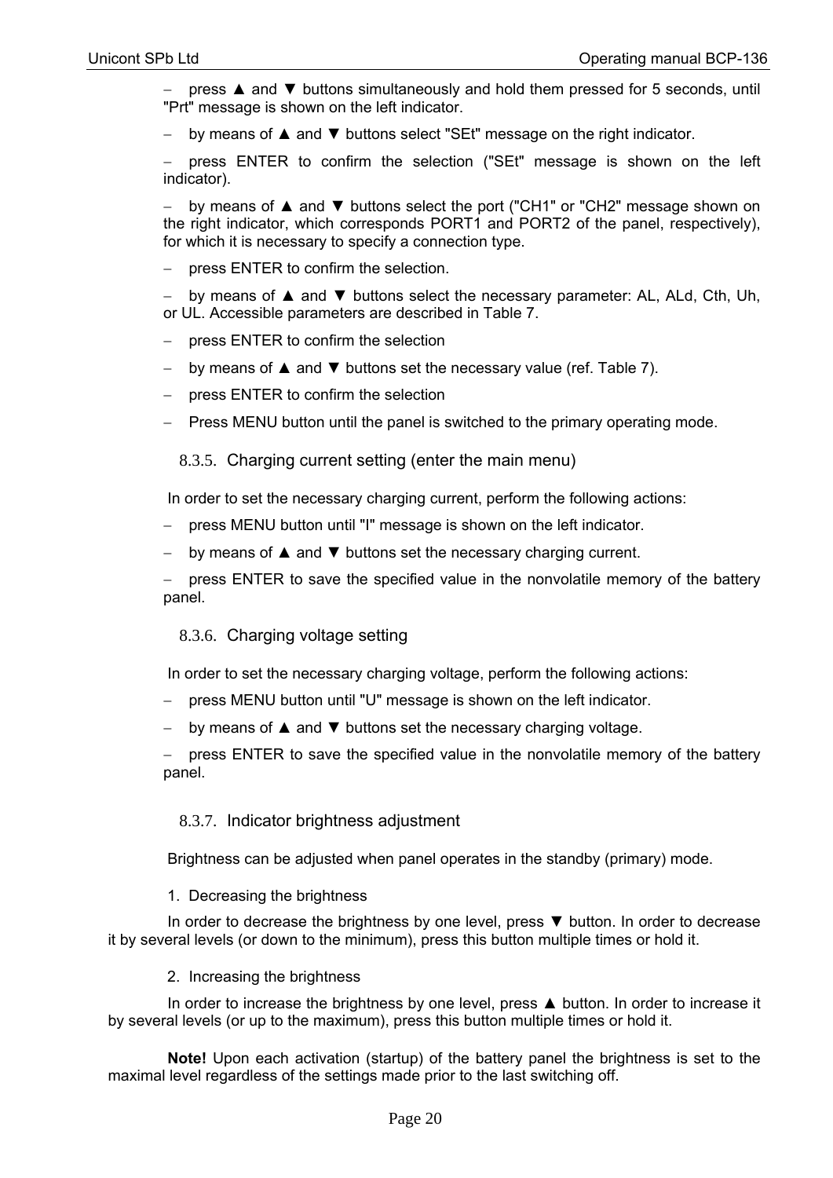- press ▲ and ▼ buttons simultaneously and hold them pressed for 5 seconds, until "Prt" message is shown on the left indicator.
- by means of ▲ and ▼ buttons select "SEt" message on the right indicator.
- press ENTER to confirm the selection ("SEt" message is shown on the left indicator).
- by means of ▲ and ▼ buttons select the port ("CH1" or "CH2" message shown on the right indicator, which corresponds PORT1 and PORT2 of the panel, respectively), for which it is necessary to specify a connection type.
- press ENTER to confirm the selection.
- by means of ▲ and ▼ buttons select the necessary parameter: AL, ALd, Cth, Uh, or UL. Accessible parameters are described in Table 7.
- press ENTER to confirm the selection
- by means of ▲ and ▼ buttons set the necessary value (ref. Table 7).
- press ENTER to confirm the selection
- Press MENU button until the panel is switched to the primary operating mode.

### 8.3.5. Charging current setting (enter the main menu)

In order to set the necessary charging current, perform the following actions:

- press MENU button until "I" message is shown on the left indicator.
- by means of ▲ and ▼ buttons set the necessary charging current.
- press ENTER to save the specified value in the nonvolatile memory of the battery panel.

### 8.3.6. Charging voltage setting

In order to set the necessary charging voltage, perform the following actions:

- press MENU button until "U" message is shown on the left indicator.
- by means of ▲ and ▼ buttons set the necessary charging voltage.
- press ENTER to save the specified value in the nonvolatile memory of the battery panel.

### 8.3.7. Indicator brightness adjustment

Brightness can be adjusted when panel operates in the standby (primary) mode.

1. Decreasing the brightness

In order to decrease the brightness by one level, press ▼ button. In order to decrease it by several levels (or down to the minimum), press this button multiple times or hold it.

2. Increasing the brightness

In order to increase the brightness by one level, press ▲ button. In order to increase it by several levels (or up to the maximum), press this button multiple times or hold it.

**Note!** Upon each activation (startup) of the battery panel the brightness is set to the maximal level regardless of the settings made prior to the last switching off.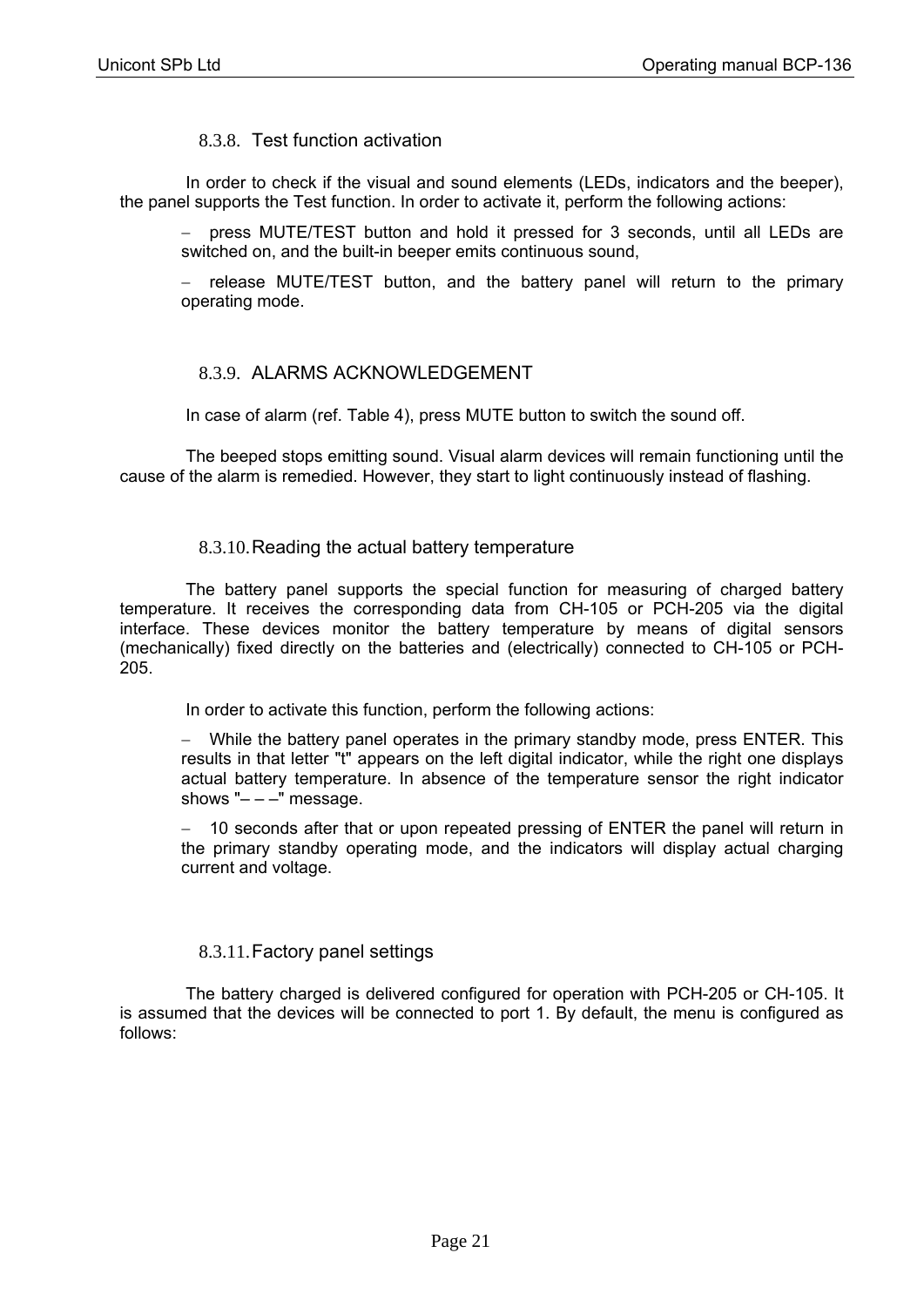#### 8.3.8. Test function activation

In order to check if the visual and sound elements (LEDs, indicators and the beeper), the panel supports the Test function. In order to activate it, perform the following actions:

- press MUTE/TEST button and hold it pressed for 3 seconds, until all LEDs are switched on, and the built-in beeper emits continuous sound,
- release MUTE/TEST button, and the battery panel will return to the primary operating mode.

#### 8.3.9. ALARMS ACKNOWLEDGEMENT

In case of alarm (ref. Table 4), press MUTE button to switch the sound off.

The beeped stops emitting sound. Visual alarm devices will remain functioning until the cause of the alarm is remedied. However, they start to light continuously instead of flashing.

#### 8.3.10. Reading the actual battery temperature

The battery panel supports the special function for measuring of charged battery temperature. It receives the corresponding data from CH-105 or PCH-205 via the digital interface. These devices monitor the battery temperature by means of digital sensors (mechanically) fixed directly on the batteries and (electrically) connected to CH-105 or PCH-205.

In order to activate this function, perform the following actions:

- While the battery panel operates in the primary standby mode, press ENTER. This results in that letter "t" appears on the left digital indicator, while the right one displays actual battery temperature. In absence of the temperature sensor the right indicator shows "– – –" message.
- 10 seconds after that or upon repeated pressing of ENTER the panel will return in the primary standby operating mode, and the indicators will display actual charging current and voltage.

#### 8.3.11. Factory panel settings

The battery charged is delivered configured for operation with PCH-205 or CH-105. It is assumed that the devices will be connected to port 1. By default, the menu is configured as follows: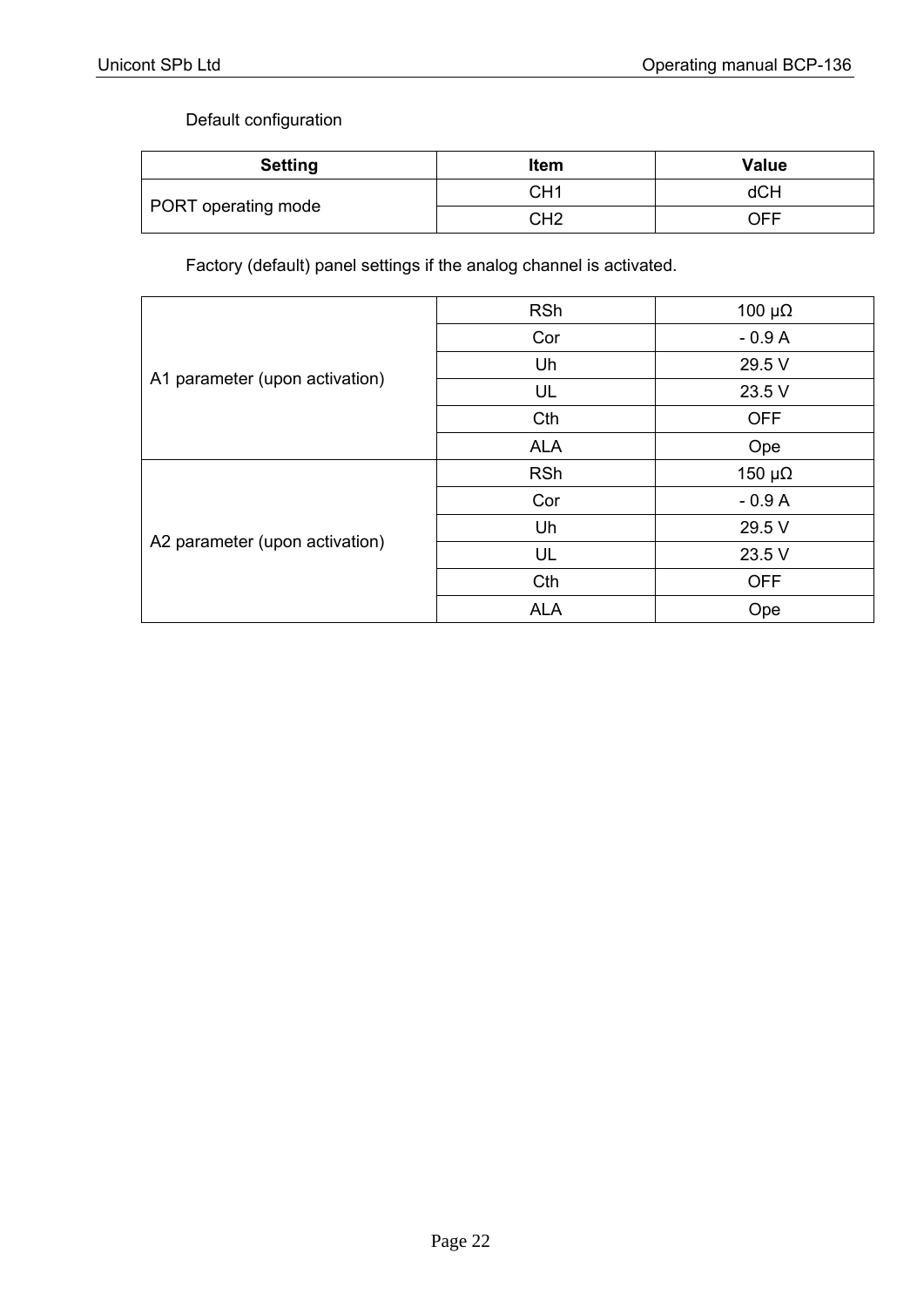Default configuration

| Setting | Item | Value |
|---|---|---|
| PORT operating mode | CH1 | dCH |
| | CH2 | OFF |

Factory (default) panel settings if the analog channel is activated.

| | | |
|---|---|---|
| A1 parameter (upon activation) | RSh | 100 μΩ |
| | Cor | - 0.9 A |
| | Uh | 29.5 V |
| | UL | 23.5 V |
| | Cth | OFF |
| | ALA | Ope |
| A2 parameter (upon activation) | RSh | 150 μΩ |
| | Cor | - 0.9 A |
| | Uh | 29.5 V |
| | UL | 23.5 V |
| | Cth | OFF |
| | ALA | Ope |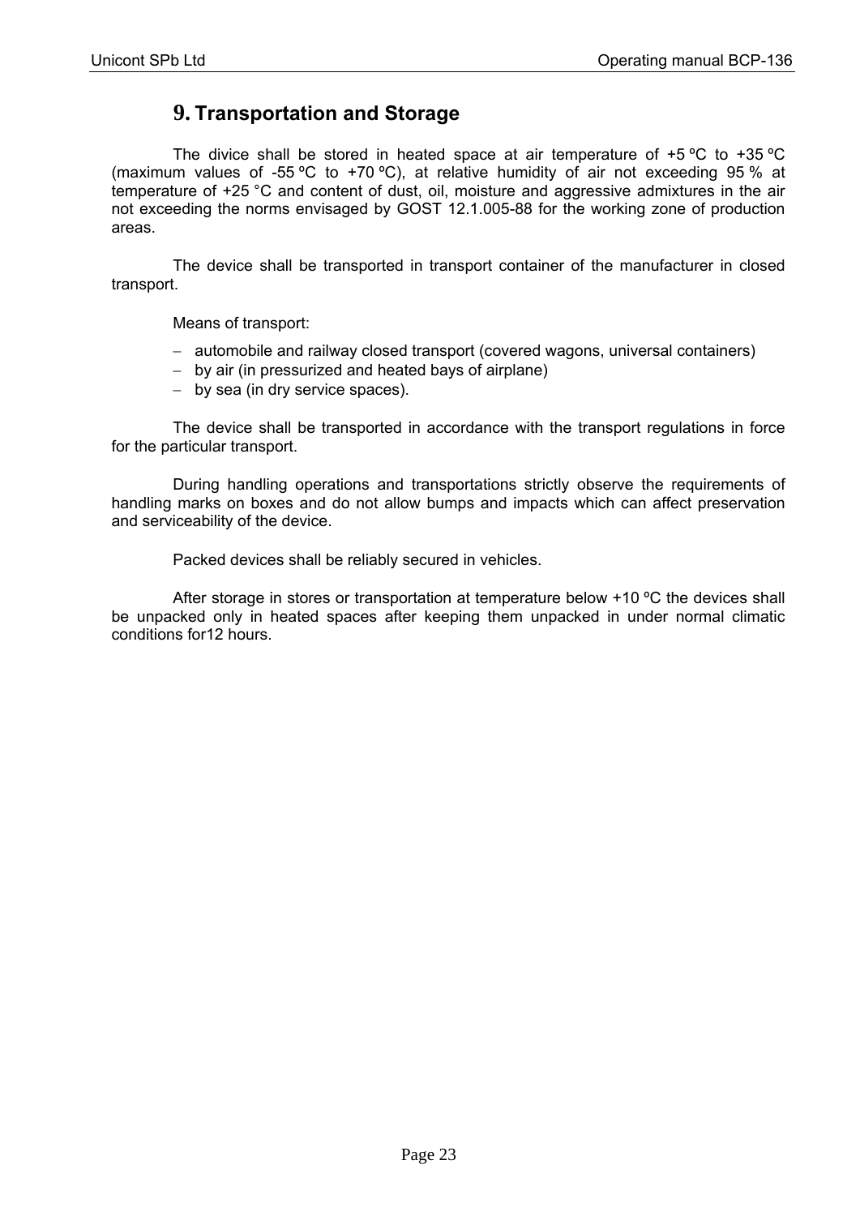# 9. Transportation and Storage

The divice shall be stored in heated space at air temperature of +5 ºC to +35 ºC (maximum values of -55 ºC to +70 ºC), at relative humidity of air not exceeding 95 % at temperature of +25 °C and content of dust, oil, moisture and aggressive admixtures in the air not exceeding the norms envisaged by GOST 12.1.005-88 for the working zone of production areas.

The device shall be transported in transport container of the manufacturer in closed transport.

Means of transport:

- automobile and railway closed transport (covered wagons, universal containers)
- by air (in pressurized and heated bays of airplane)
- by sea (in dry service spaces).

The device shall be transported in accordance with the transport regulations in force for the particular transport.

During handling operations and transportations strictly observe the requirements of handling marks on boxes and do not allow bumps and impacts which can affect preservation and serviceability of the device.

Packed devices shall be reliably secured in vehicles.

After storage in stores or transportation at temperature below +10 ºC the devices shall be unpacked only in heated spaces after keeping them unpacked in under normal climatic conditions for12 hours.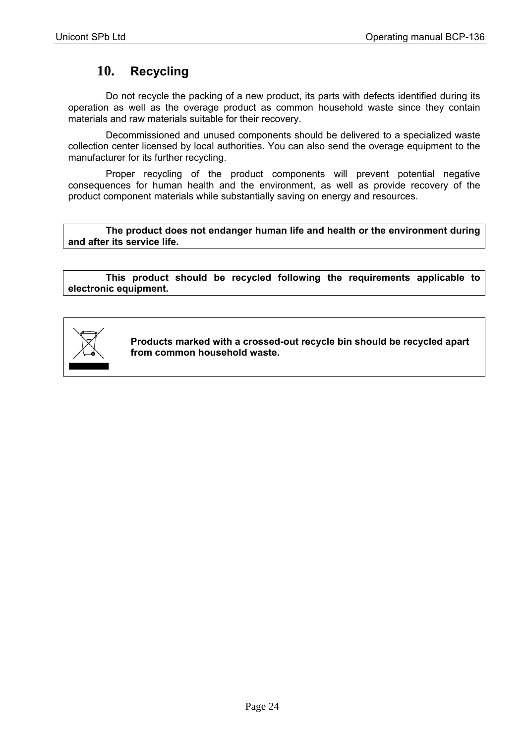## 10. Recycling

Do not recycle the packing of a new product, its parts with defects identified during its operation as well as the overage product as common household waste since they contain materials and raw materials suitable for their recovery.

Decommissioned and unused components should be delivered to a specialized waste collection center licensed by local authorities. You can also send the overage equipment to the manufacturer for its further recycling.

Proper recycling of the product components will prevent potential negative consequences for human health and the environment, as well as provide recovery of the product component materials while substantially saving on energy and resources.

**The product does not endanger human life and health or the environment during and after its service life.**

**This product should be recycled following the requirements applicable to electronic equipment.**

**Products marked with a crossed-out recycle bin should be recycled apart from common household waste.**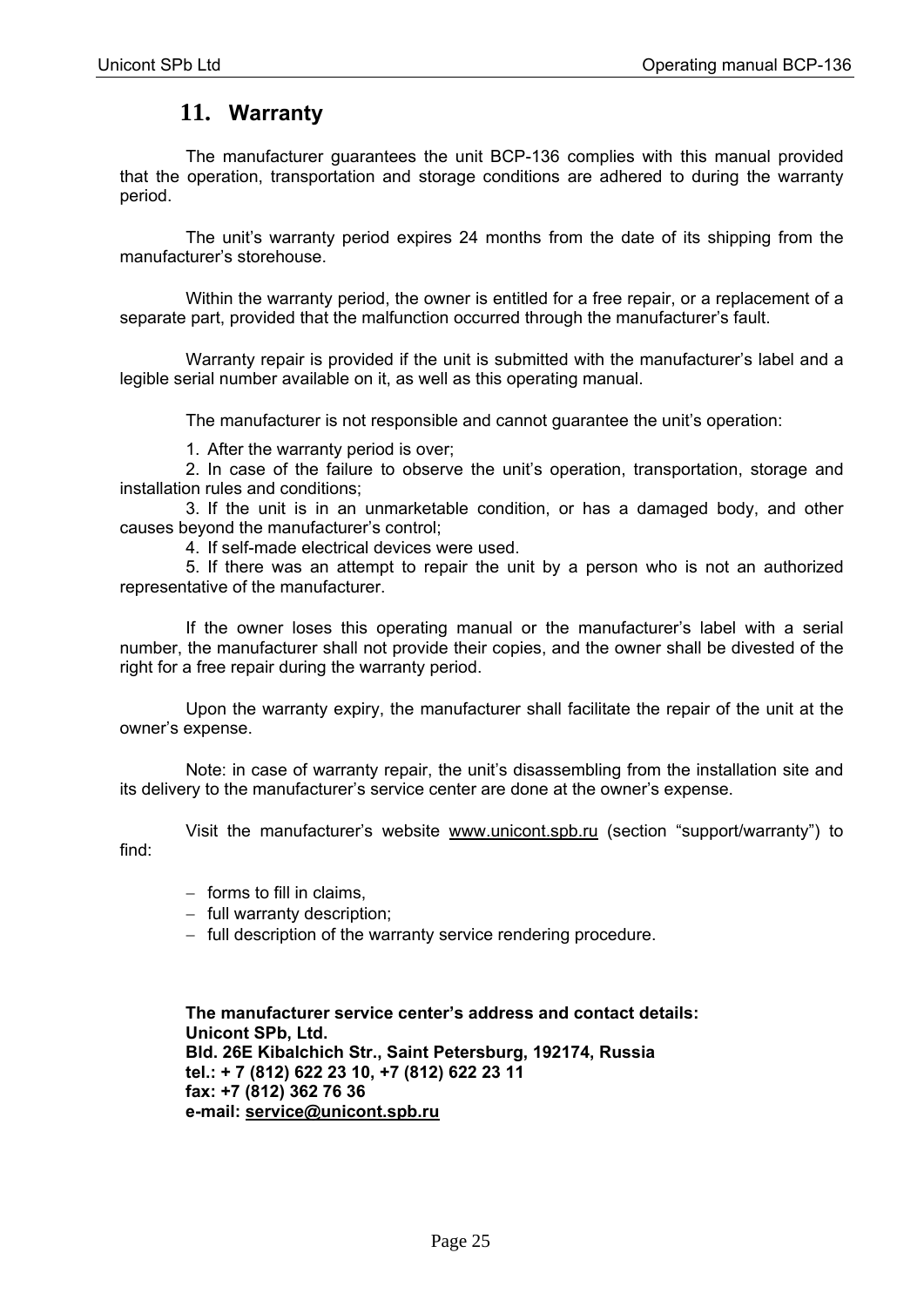## 11. Warranty

The manufacturer guarantees the unit BCP-136 complies with this manual provided that the operation, transportation and storage conditions are adhered to during the warranty period.

The unit's warranty period expires 24 months from the date of its shipping from the manufacturer's storehouse.

Within the warranty period, the owner is entitled for a free repair, or a replacement of a separate part, provided that the malfunction occurred through the manufacturer's fault.

Warranty repair is provided if the unit is submitted with the manufacturer's label and a legible serial number available on it, as well as this operating manual.

The manufacturer is not responsible and cannot guarantee the unit's operation:

1. After the warranty period is over;
2. In case of the failure to observe the unit's operation, transportation, storage and installation rules and conditions;
3. If the unit is in an unmarketable condition, or has a damaged body, and other causes beyond the manufacturer's control;
4. If self-made electrical devices were used.
5. If there was an attempt to repair the unit by a person who is not an authorized representative of the manufacturer.

If the owner loses this operating manual or the manufacturer's label with a serial number, the manufacturer shall not provide their copies, and the owner shall be divested of the right for a free repair during the warranty period.

Upon the warranty expiry, the manufacturer shall facilitate the repair of the unit at the owner's expense.

Note: in case of warranty repair, the unit's disassembling from the installation site and its delivery to the manufacturer's service center are done at the owner's expense.

Visit the manufacturer's website www.unicont.spb.ru (section "support/warranty") to find:

- forms to fill in claims,
- full warranty description;
- full description of the warranty service rendering procedure.

**The manufacturer service center's address and contact details:**
**Unicont SPb, Ltd.**
**Bld. 26E Kibalchich Str., Saint Petersburg, 192174, Russia**
**tel.: + 7 (812) 622 23 10, +7 (812) 622 23 11**
**fax: +7 (812) 362 76 36**
**e-mail: service@unicont.spb.ru**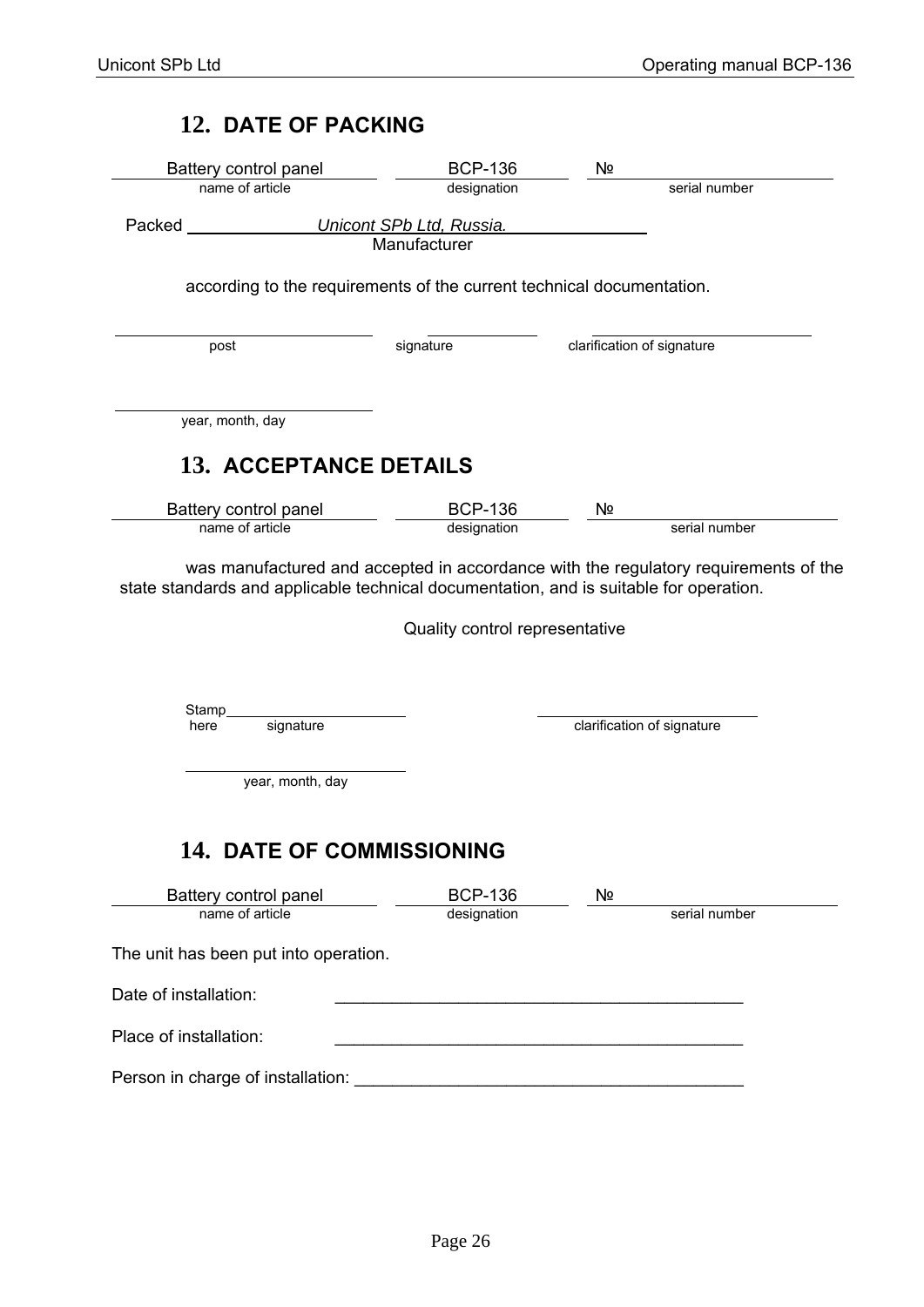## 12. DATE OF PACKING

| Battery control panel | BCP-136 | № |
|---|---|---|
| name of article | designation | serial number |

Packed *Unicont SPb Ltd, Russia.*
Manufacturer

according to the requirements of the current technical documentation.

| ______________ | ______________ | ______________ |
|---|---|---|
| post | signature | clarification of signature |

______________
year, month, day

## 13. ACCEPTANCE DETAILS

| Battery control panel | BCP-136 | № |
|---|---|---|
| name of article | designation | serial number |

was manufactured and accepted in accordance with the regulatory requirements of the state standards and applicable technical documentation, and is suitable for operation.

Quality control representative

| Stamp here ______________ | ______________ |
|---|---|
| signature | clarification of signature |

______________
year, month, day

## 14. DATE OF COMMISSIONING

| Battery control panel | BCP-136 | № |
|---|---|---|
| name of article | designation | serial number |

The unit has been put into operation.

Date of installation: ____________________________________________

Place of installation: ____________________________________________

Person in charge of installation: ______________________________________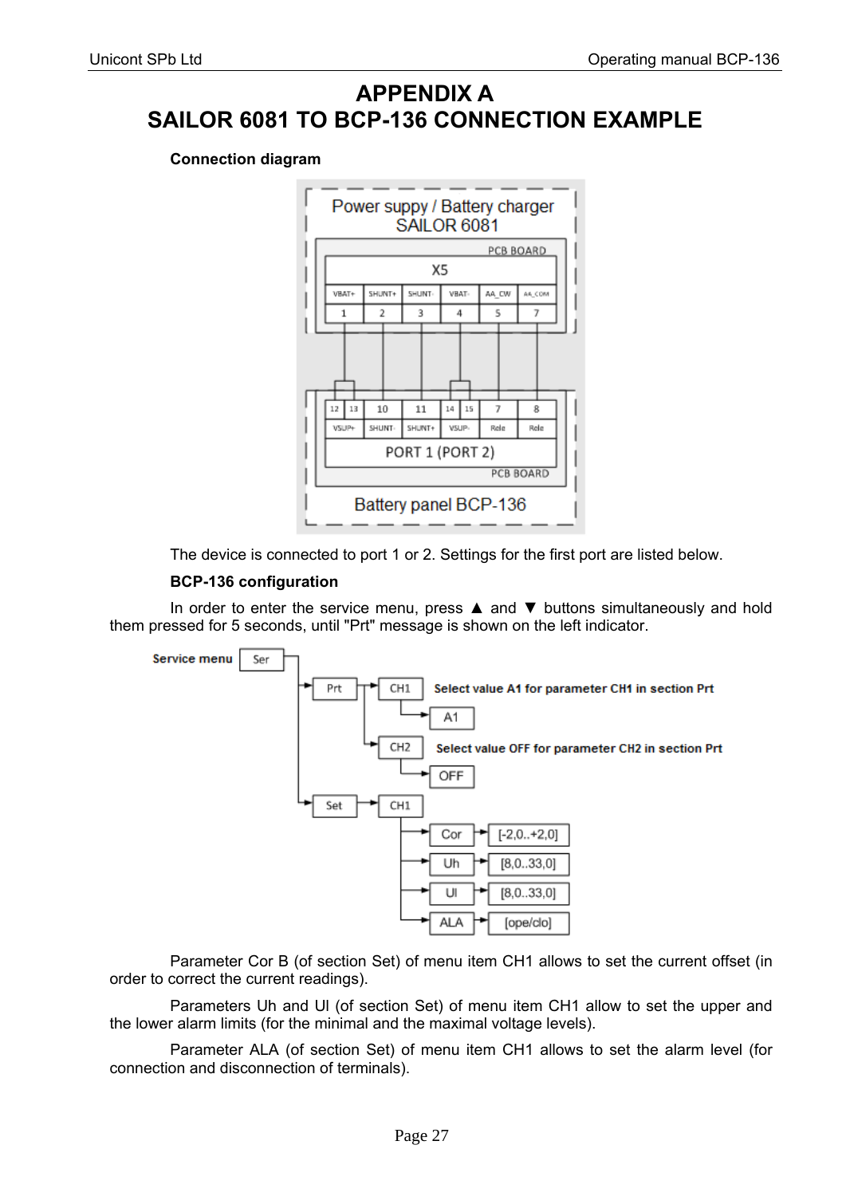# APPENDIX A
# SAILOR 6081 TO BCP-136 CONNECTION EXAMPLE

**Connection diagram**

Power suppy / Battery charger
SAILOR 6081
PCB BOARD
X5
VBAT+ SHUNT+ SHUNT- VBAT- AA_CW AA_COM
1 2 3 4 5 7

12 13 10 11 14 15 7 8
VSUP+ SHUNT- SHUNT+ VSUP- Rele Rele
PORT 1 (PORT 2)
PCB BOARD
Battery panel BCP-136

The device is connected to port 1 or 2. Settings for the first port are listed below.

**BCP-136 configuration**

In order to enter the service menu, press ▲ and ▼ buttons simultaneously and hold them pressed for 5 seconds, until "Prt" message is shown on the left indicator.

Service menu Ser
Prt
CH1 — Select value A1 for parameter CH1 in section Prt
A1
CH2 — Select value OFF for parameter CH2 in section Prt
OFF
Set
CH1
Cor [-2,0..+2,0]
Uh [8,0..33,0]
Ul [8,0..33,0]
ALA [ope/clo]

Parameter Cor B (of section Set) of menu item CH1 allows to set the current offset (in order to correct the current readings).

Parameters Uh and Ul (of section Set) of menu item CH1 allow to set the upper and the lower alarm limits (for the minimal and the maximal voltage levels).

Parameter ALA (of section Set) of menu item CH1 allows to set the alarm level (for connection and disconnection of terminals).